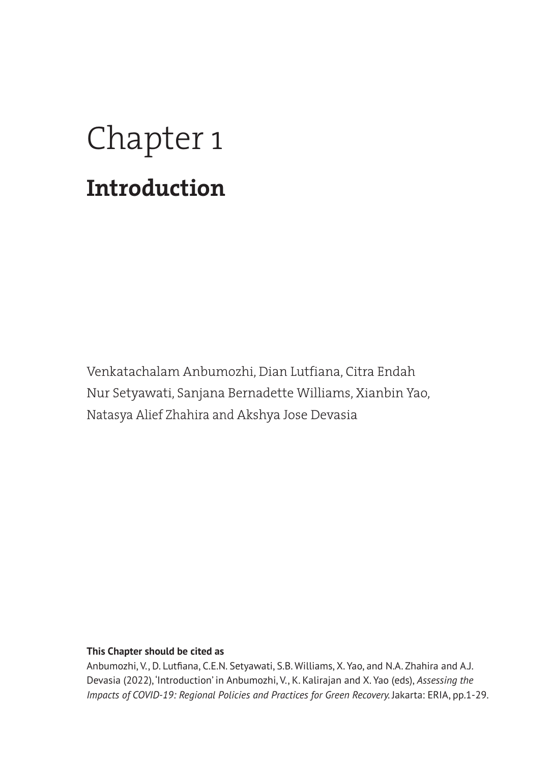# Chapter 1

## Introduction

Venkatachalam Anbumozhi, Dian Lutfiana, Citra Endah Nur Setyawati, Sanjana Bernadette Williams, Xianbin Yao, Natasya Alief Zhahira and Akshya Jose Devasia

**This Chapter should be cited as**

Anbumozhi, V., D. Lutfiana, C.E.N. Setyawati, S.B. Williams, X. Yao, and N.A. Zhahira and A.J. Devasia (2022), 'Introduction' in Anbumozhi, V., K. Kalirajan and X. Yao (eds), *Assessing the Impacts of COVID-19: Regional Policies and Practices for Green Recovery.* Jakarta: ERIA, pp.1-29.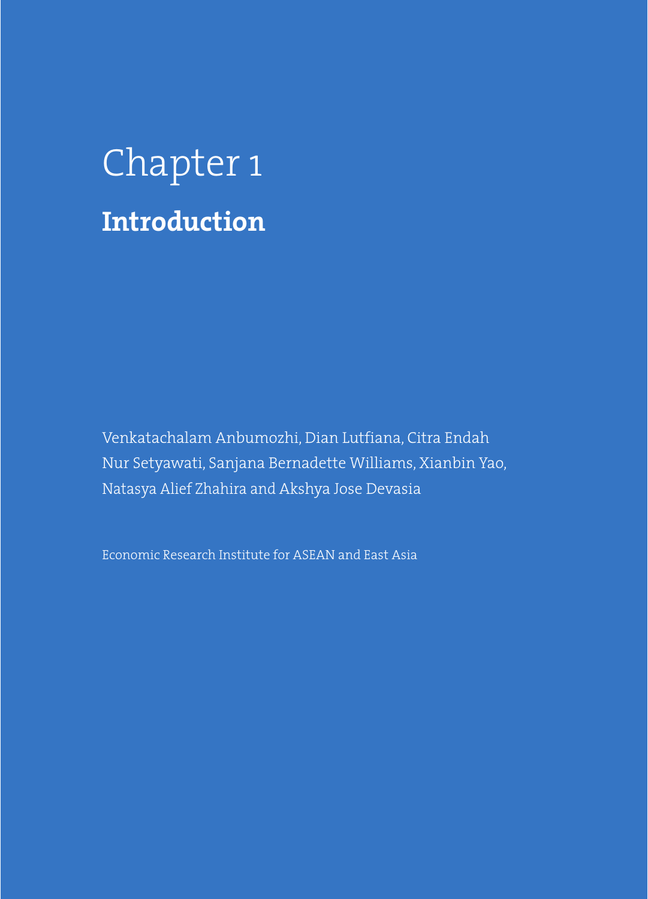# Chapter 1

## Introduction

Venkatachalam Anbumozhi, Dian Lutfiana, Citra Endah Nur Setyawati, Sanjana Bernadette Williams, Xianbin Yao, Natasya Alief Zhahira and Akshya Jose Devasia

Economic Research Institute for ASEAN and East Asia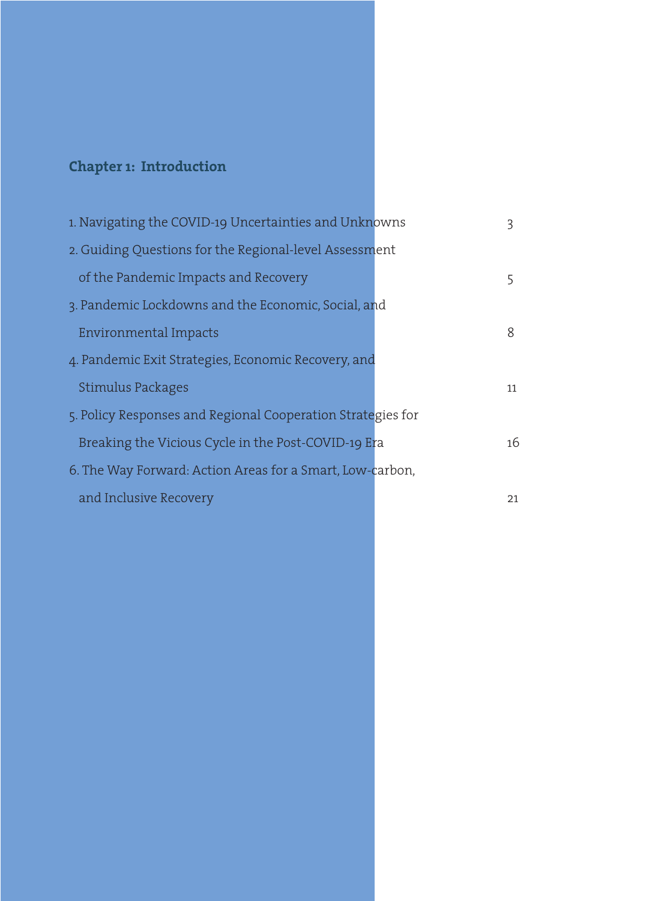## Chapter 1: Introduction

| | |
|---|---|
| 1. Navigating the COVID-19 Uncertainties and Unknowns | 3 |
| 2. Guiding Questions for the Regional-level Assessment of the Pandemic Impacts and Recovery | 5 |
| 3. Pandemic Lockdowns and the Economic, Social, and Environmental Impacts | 8 |
| 4. Pandemic Exit Strategies, Economic Recovery, and Stimulus Packages | 11 |
| 5. Policy Responses and Regional Cooperation Strategies for Breaking the Vicious Cycle in the Post-COVID-19 Era | 16 |
| 6. The Way Forward: Action Areas for a Smart, Low-carbon, and Inclusive Recovery | 21 |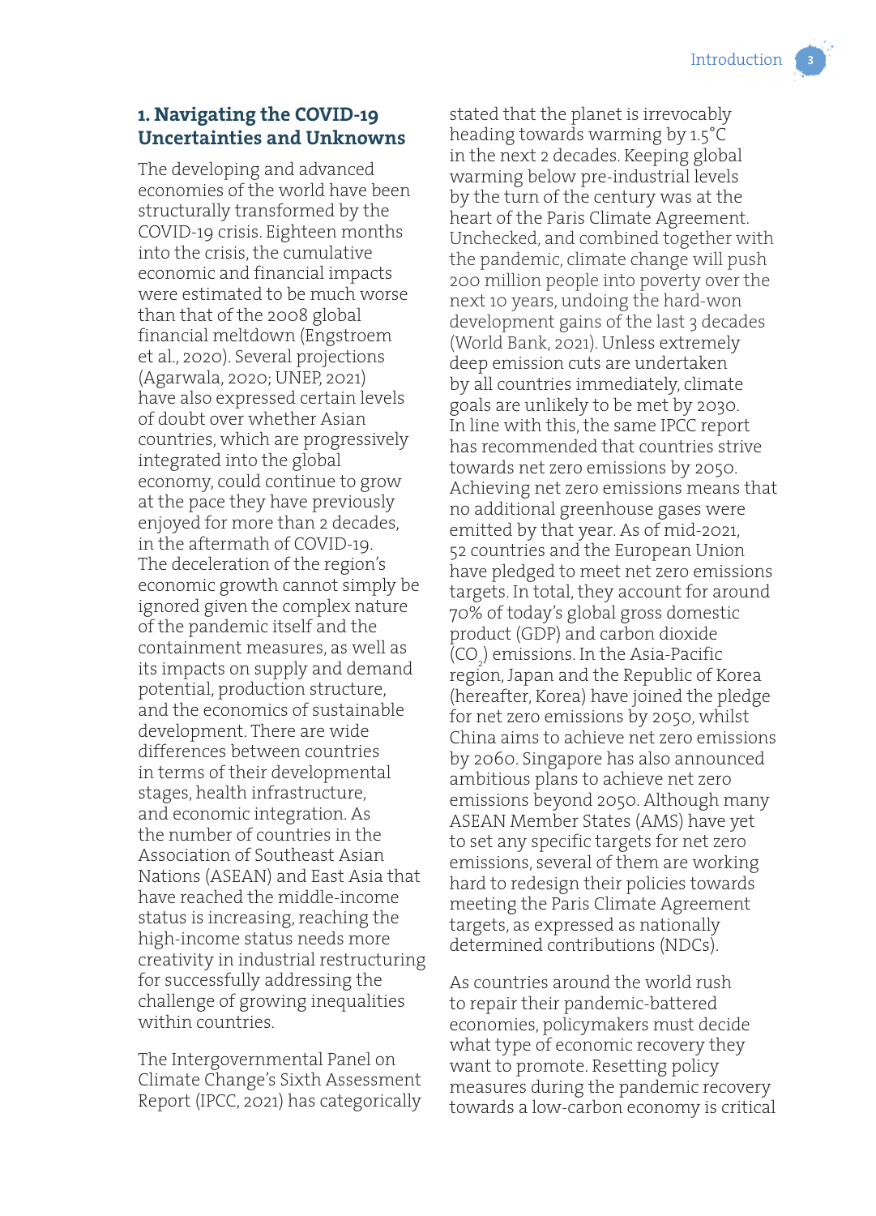## 1. Navigating the COVID-19 Uncertainties and Unknowns

The developing and advanced economies of the world have been structurally transformed by the COVID-19 crisis. Eighteen months into the crisis, the cumulative economic and financial impacts were estimated to be much worse than that of the 2008 global financial meltdown (Engstroem et al., 2020). Several projections (Agarwala, 2020; UNEP, 2021) have also expressed certain levels of doubt over whether Asian countries, which are progressively integrated into the global economy, could continue to grow at the pace they have previously enjoyed for more than 2 decades, in the aftermath of COVID-19. The deceleration of the region's economic growth cannot simply be ignored given the complex nature of the pandemic itself and the containment measures, as well as its impacts on supply and demand potential, production structure, and the economics of sustainable development. There are wide differences between countries in terms of their developmental stages, health infrastructure, and economic integration. As the number of countries in the Association of Southeast Asian Nations (ASEAN) and East Asia that have reached the middle-income status is increasing, reaching the high-income status needs more creativity in industrial restructuring for successfully addressing the challenge of growing inequalities within countries.

The Intergovernmental Panel on Climate Change's Sixth Assessment Report (IPCC, 2021) has categorically stated that the planet is irrevocably heading towards warming by 1.5°C in the next 2 decades. Keeping global warming below pre-industrial levels by the turn of the century was at the heart of the Paris Climate Agreement. Unchecked, and combined together with the pandemic, climate change will push 200 million people into poverty over the next 10 years, undoing the hard-won development gains of the last 3 decades (World Bank, 2021). Unless extremely deep emission cuts are undertaken by all countries immediately, climate goals are unlikely to be met by 2030. In line with this, the same IPCC report has recommended that countries strive towards net zero emissions by 2050. Achieving net zero emissions means that no additional greenhouse gases were emitted by that year. As of mid-2021, 52 countries and the European Union have pledged to meet net zero emissions targets. In total, they account for around 70% of today's global gross domestic product (GDP) and carbon dioxide ($CO_2$) emissions. In the Asia-Pacific region, Japan and the Republic of Korea (hereafter, Korea) have joined the pledge for net zero emissions by 2050, whilst China aims to achieve net zero emissions by 2060. Singapore has also announced ambitious plans to achieve net zero emissions beyond 2050. Although many ASEAN Member States (AMS) have yet to set any specific targets for net zero emissions, several of them are working hard to redesign their policies towards meeting the Paris Climate Agreement targets, as expressed as nationally determined contributions (NDCs).

As countries around the world rush to repair their pandemic-battered economies, policymakers must decide what type of economic recovery they want to promote. Resetting policy measures during the pandemic recovery towards a low-carbon economy is critical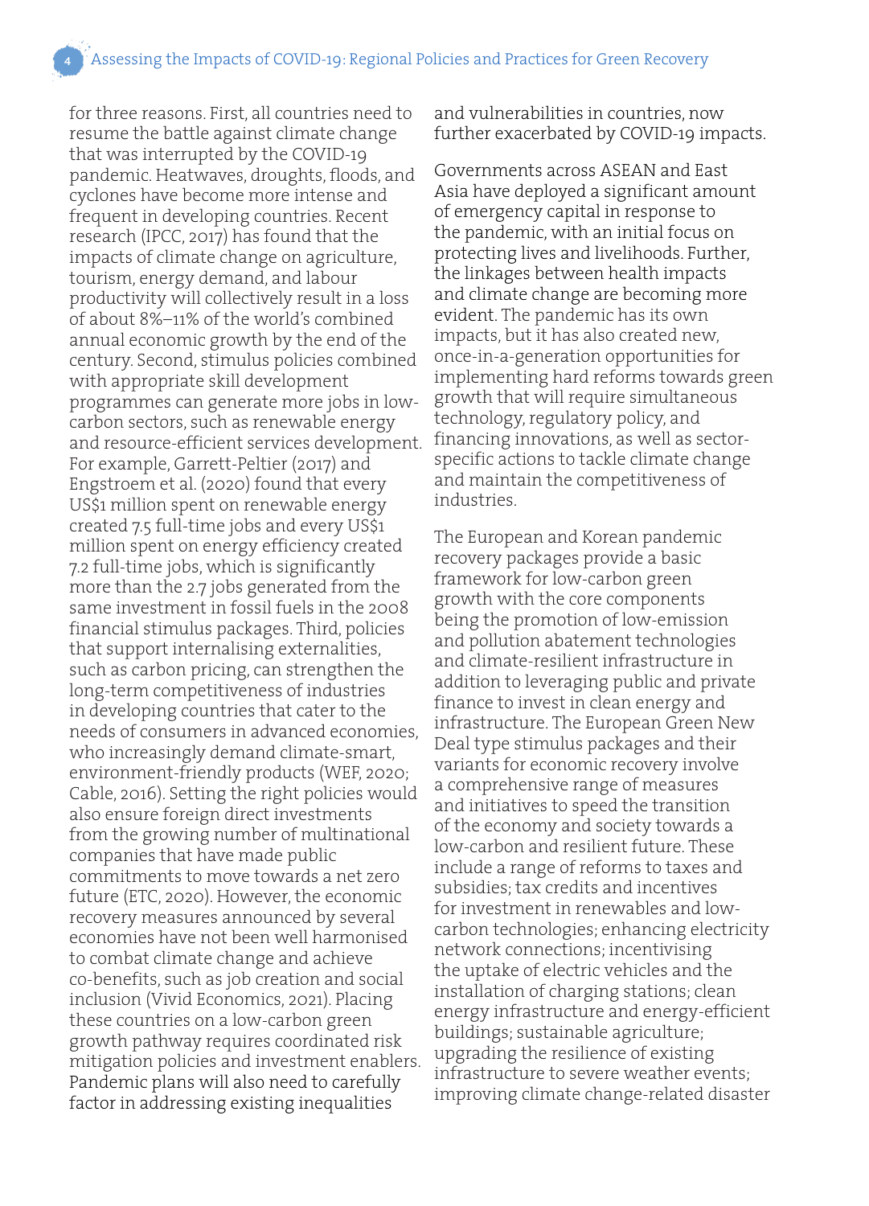for three reasons. First, all countries need to resume the battle against climate change that was interrupted by the COVID-19 pandemic. Heatwaves, droughts, floods, and cyclones have become more intense and frequent in developing countries. Recent research (IPCC, 2017) has found that the impacts of climate change on agriculture, tourism, energy demand, and labour productivity will collectively result in a loss of about 8%–11% of the world's combined annual economic growth by the end of the century. Second, stimulus policies combined with appropriate skill development programmes can generate more jobs in low-carbon sectors, such as renewable energy and resource-efficient services development. For example, Garrett-Peltier (2017) and Engstroem et al. (2020) found that every US$1 million spent on renewable energy created 7.5 full-time jobs and every US$1 million spent on energy efficiency created 7.2 full-time jobs, which is significantly more than the 2.7 jobs generated from the same investment in fossil fuels in the 2008 financial stimulus packages. Third, policies that support internalising externalities, such as carbon pricing, can strengthen the long-term competitiveness of industries in developing countries that cater to the needs of consumers in advanced economies, who increasingly demand climate-smart, environment-friendly products (WEF, 2020; Cable, 2016). Setting the right policies would also ensure foreign direct investments from the growing number of multinational companies that have made public commitments to move towards a net zero future (ETC, 2020). However, the economic recovery measures announced by several economies have not been well harmonised to combat climate change and achieve co-benefits, such as job creation and social inclusion (Vivid Economics, 2021). Placing these countries on a low-carbon green growth pathway requires coordinated risk mitigation policies and investment enablers. Pandemic plans will also need to carefully factor in addressing existing inequalities and vulnerabilities in countries, now further exacerbated by COVID-19 impacts.

Governments across ASEAN and East Asia have deployed a significant amount of emergency capital in response to the pandemic, with an initial focus on protecting lives and livelihoods. Further, the linkages between health impacts and climate change are becoming more evident. The pandemic has its own impacts, but it has also created new, once-in-a-generation opportunities for implementing hard reforms towards green growth that will require simultaneous technology, regulatory policy, and financing innovations, as well as sector-specific actions to tackle climate change and maintain the competitiveness of industries.

The European and Korean pandemic recovery packages provide a basic framework for low-carbon green growth with the core components being the promotion of low-emission and pollution abatement technologies and climate-resilient infrastructure in addition to leveraging public and private finance to invest in clean energy and infrastructure. The European Green New Deal type stimulus packages and their variants for economic recovery involve a comprehensive range of measures and initiatives to speed the transition of the economy and society towards a low-carbon and resilient future. These include a range of reforms to taxes and subsidies; tax credits and incentives for investment in renewables and low-carbon technologies; enhancing electricity network connections; incentivising the uptake of electric vehicles and the installation of charging stations; clean energy infrastructure and energy-efficient buildings; sustainable agriculture; upgrading the resilience of existing infrastructure to severe weather events; improving climate change-related disaster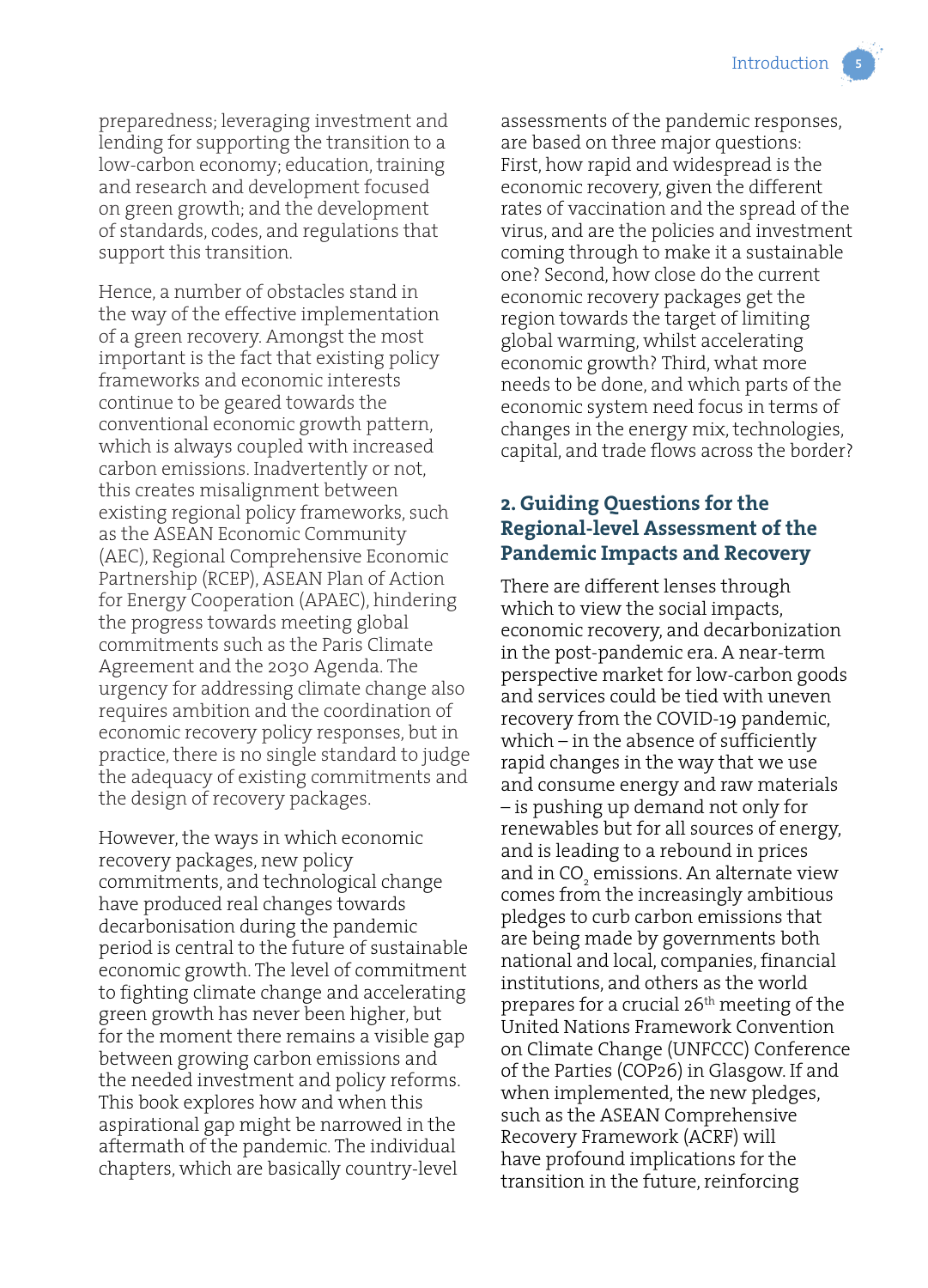preparedness; leveraging investment and lending for supporting the transition to a low-carbon economy; education, training and research and development focused on green growth; and the development of standards, codes, and regulations that support this transition.

Hence, a number of obstacles stand in the way of the effective implementation of a green recovery. Amongst the most important is the fact that existing policy frameworks and economic interests continue to be geared towards the conventional economic growth pattern, which is always coupled with increased carbon emissions. Inadvertently or not, this creates misalignment between existing regional policy frameworks, such as the ASEAN Economic Community (AEC), Regional Comprehensive Economic Partnership (RCEP), ASEAN Plan of Action for Energy Cooperation (APAEC), hindering the progress towards meeting global commitments such as the Paris Climate Agreement and the 2030 Agenda. The urgency for addressing climate change also requires ambition and the coordination of economic recovery policy responses, but in practice, there is no single standard to judge the adequacy of existing commitments and the design of recovery packages.

However, the ways in which economic recovery packages, new policy commitments, and technological change have produced real changes towards decarbonisation during the pandemic period is central to the future of sustainable economic growth. The level of commitment to fighting climate change and accelerating green growth has never been higher, but for the moment there remains a visible gap between growing carbon emissions and the needed investment and policy reforms. This book explores how and when this aspirational gap might be narrowed in the aftermath of the pandemic. The individual chapters, which are basically country-level assessments of the pandemic responses, are based on three major questions: First, how rapid and widespread is the economic recovery, given the different rates of vaccination and the spread of the virus, and are the policies and investment coming through to make it a sustainable one? Second, how close do the current economic recovery packages get the region towards the target of limiting global warming, whilst accelerating economic growth? Third, what more needs to be done, and which parts of the economic system need focus in terms of changes in the energy mix, technologies, capital, and trade flows across the border?

## 2. Guiding Questions for the Regional-level Assessment of the Pandemic Impacts and Recovery

There are different lenses through which to view the social impacts, economic recovery, and decarbonization in the post-pandemic era. A near-term perspective market for low-carbon goods and services could be tied with uneven recovery from the COVID-19 pandemic, which – in the absence of sufficiently rapid changes in the way that we use and consume energy and raw materials – is pushing up demand not only for renewables but for all sources of energy, and is leading to a rebound in prices and in $CO_2$ emissions. An alternate view comes from the increasingly ambitious pledges to curb carbon emissions that are being made by governments both national and local, companies, financial institutions, and others as the world prepares for a crucial 26th meeting of the United Nations Framework Convention on Climate Change (UNFCCC) Conference of the Parties (COP26) in Glasgow. If and when implemented, the new pledges, such as the ASEAN Comprehensive Recovery Framework (ACRF) will have profound implications for the transition in the future, reinforcing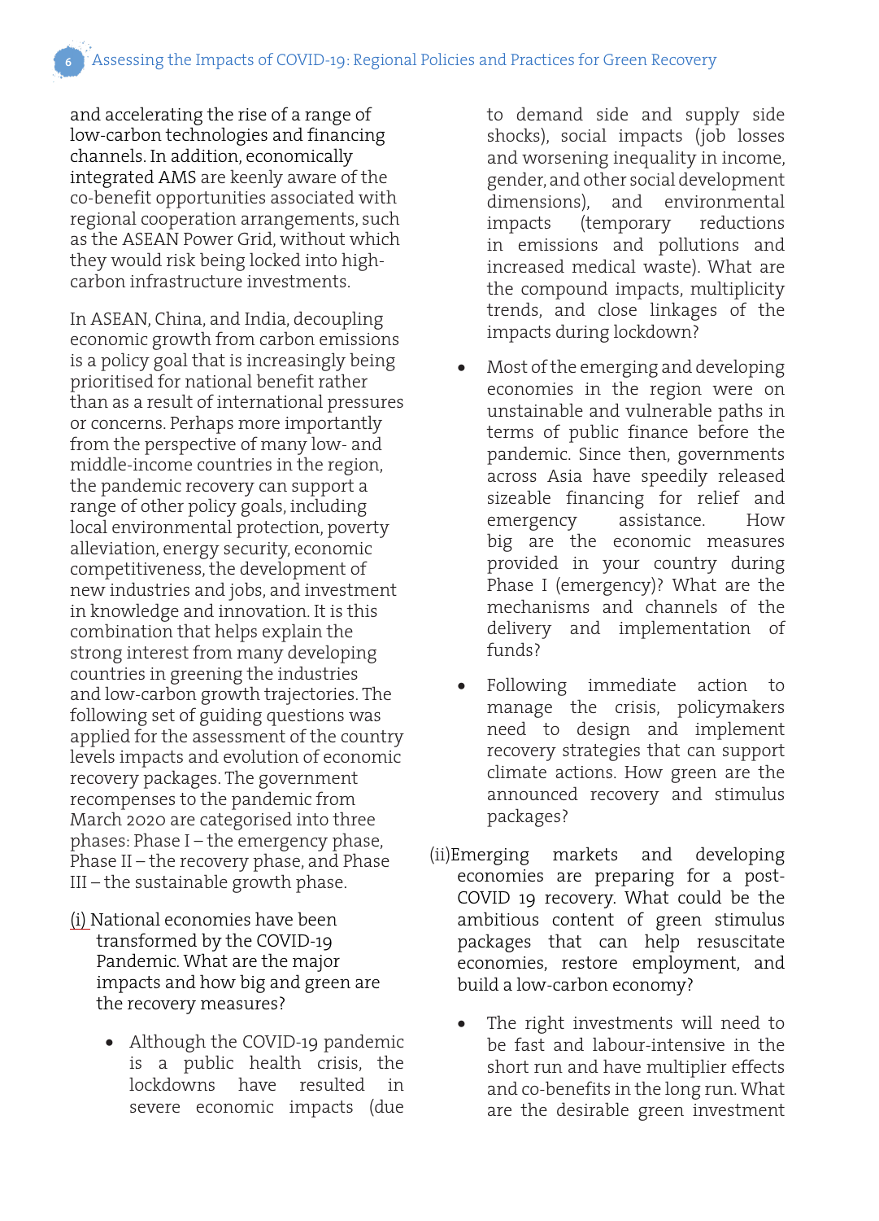and accelerating the rise of a range of low-carbon technologies and financing channels. In addition, economically integrated AMS are keenly aware of the co-benefit opportunities associated with regional cooperation arrangements, such as the ASEAN Power Grid, without which they would risk being locked into high-carbon infrastructure investments.

In ASEAN, China, and India, decoupling economic growth from carbon emissions is a policy goal that is increasingly being prioritised for national benefit rather than as a result of international pressures or concerns. Perhaps more importantly from the perspective of many low- and middle-income countries in the region, the pandemic recovery can support a range of other policy goals, including local environmental protection, poverty alleviation, energy security, economic competitiveness, the development of new industries and jobs, and investment in knowledge and innovation. It is this combination that helps explain the strong interest from many developing countries in greening the industries and low-carbon growth trajectories. The following set of guiding questions was applied for the assessment of the country levels impacts and evolution of economic recovery packages. The government recompenses to the pandemic from March 2020 are categorised into three phases: Phase I – the emergency phase, Phase II – the recovery phase, and Phase III – the sustainable growth phase.

(i) National economies have been transformed by the COVID-19 Pandemic. What are the major impacts and how big and green are the recovery measures?

- Although the COVID-19 pandemic is a public health crisis, the lockdowns have resulted in severe economic impacts (due to demand side and supply side shocks), social impacts (job losses and worsening inequality in income, gender, and other social development dimensions), and environmental impacts (temporary reductions in emissions and pollutions and increased medical waste). What are the compound impacts, multiplicity trends, and close linkages of the impacts during lockdown?
- Most of the emerging and developing economies in the region were on unstainable and vulnerable paths in terms of public finance before the pandemic. Since then, governments across Asia have speedily released sizeable financing for relief and emergency assistance. How big are the economic measures provided in your country during Phase I (emergency)? What are the mechanisms and channels of the delivery and implementation of funds?
- Following immediate action to manage the crisis, policymakers need to design and implement recovery strategies that can support climate actions. How green are the announced recovery and stimulus packages?

(ii) Emerging markets and developing economies are preparing for a post-COVID 19 recovery. What could be the ambitious content of green stimulus packages that can help resuscitate economies, restore employment, and build a low-carbon economy?

- The right investments will need to be fast and labour-intensive in the short run and have multiplier effects and co-benefits in the long run. What are the desirable green investment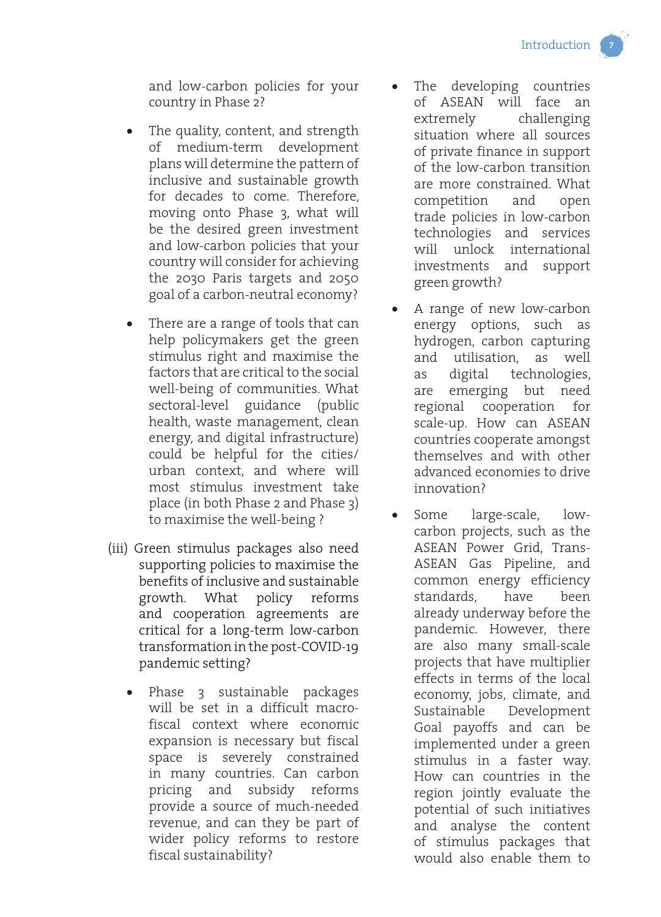and low-carbon policies for your country in Phase 2?

- The quality, content, and strength of medium-term development plans will determine the pattern of inclusive and sustainable growth for decades to come. Therefore, moving onto Phase 3, what will be the desired green investment and low-carbon policies that your country will consider for achieving the 2030 Paris targets and 2050 goal of a carbon-neutral economy?

- There are a range of tools that can help policymakers get the green stimulus right and maximise the factors that are critical to the social well-being of communities. What sectoral-level guidance (public health, waste management, clean energy, and digital infrastructure) could be helpful for the cities/ urban context, and where will most stimulus investment take place (in both Phase 2 and Phase 3) to maximise the well-being ?

(iii) Green stimulus packages also need supporting policies to maximise the benefits of inclusive and sustainable growth. What policy reforms and cooperation agreements are critical for a long-term low-carbon transformation in the post-COVID-19 pandemic setting?

- Phase 3 sustainable packages will be set in a difficult macro-fiscal context where economic expansion is necessary but fiscal space is severely constrained in many countries. Can carbon pricing and subsidy reforms provide a source of much-needed revenue, and can they be part of wider policy reforms to restore fiscal sustainability?

- The developing countries of ASEAN will face an extremely challenging situation where all sources of private finance in support of the low-carbon transition are more constrained. What competition and open trade policies in low-carbon technologies and services will unlock international investments and support green growth?

- A range of new low-carbon energy options, such as hydrogen, carbon capturing and utilisation, as well as digital technologies, are emerging but need regional cooperation for scale-up. How can ASEAN countries cooperate amongst themselves and with other advanced economies to drive innovation?

- Some large-scale, low-carbon projects, such as the ASEAN Power Grid, Trans-ASEAN Gas Pipeline, and common energy efficiency standards, have been already underway before the pandemic. However, there are also many small-scale projects that have multiplier effects in terms of the local economy, jobs, climate, and Sustainable Development Goal payoffs and can be implemented under a green stimulus in a faster way. How can countries in the region jointly evaluate the potential of such initiatives and analyse the content of stimulus packages that would also enable them to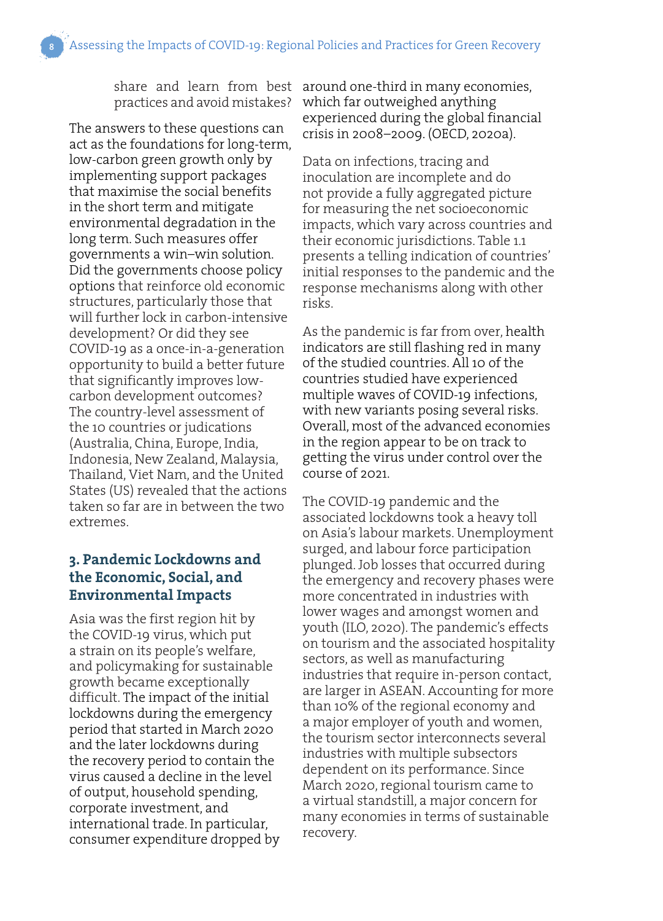share and learn from best practices and avoid mistakes?

The answers to these questions can act as the foundations for long-term, low-carbon green growth only by implementing support packages that maximise the social benefits in the short term and mitigate environmental degradation in the long term. Such measures offer governments a win–win solution. Did the governments choose policy options that reinforce old economic structures, particularly those that will further lock in carbon-intensive development? Or did they see COVID-19 as a once-in-a-generation opportunity to build a better future that significantly improves low-carbon development outcomes? The country-level assessment of the 10 countries or judications (Australia, China, Europe, India, Indonesia, New Zealand, Malaysia, Thailand, Viet Nam, and the United States (US) revealed that the actions taken so far are in between the two extremes.

## 3. Pandemic Lockdowns and the Economic, Social, and Environmental Impacts

Asia was the first region hit by the COVID-19 virus, which put a strain on its people's welfare, and policymaking for sustainable growth became exceptionally difficult. The impact of the initial lockdowns during the emergency period that started in March 2020 and the later lockdowns during the recovery period to contain the virus caused a decline in the level of output, household spending, corporate investment, and international trade. In particular, consumer expenditure dropped by around one-third in many economies, which far outweighed anything experienced during the global financial crisis in 2008–2009. (OECD, 2020a).

Data on infections, tracing and inoculation are incomplete and do not provide a fully aggregated picture for measuring the net socioeconomic impacts, which vary across countries and their economic jurisdictions. Table 1.1 presents a telling indication of countries' initial responses to the pandemic and the response mechanisms along with other risks.

As the pandemic is far from over, health indicators are still flashing red in many of the studied countries. All 10 of the countries studied have experienced multiple waves of COVID-19 infections, with new variants posing several risks. Overall, most of the advanced economies in the region appear to be on track to getting the virus under control over the course of 2021.

The COVID-19 pandemic and the associated lockdowns took a heavy toll on Asia's labour markets. Unemployment surged, and labour force participation plunged. Job losses that occurred during the emergency and recovery phases were more concentrated in industries with lower wages and amongst women and youth (ILO, 2020). The pandemic's effects on tourism and the associated hospitality sectors, as well as manufacturing industries that require in-person contact, are larger in ASEAN. Accounting for more than 10% of the regional economy and a major employer of youth and women, the tourism sector interconnects several industries with multiple subsectors dependent on its performance. Since March 2020, regional tourism came to a virtual standstill, a major concern for many economies in terms of sustainable recovery.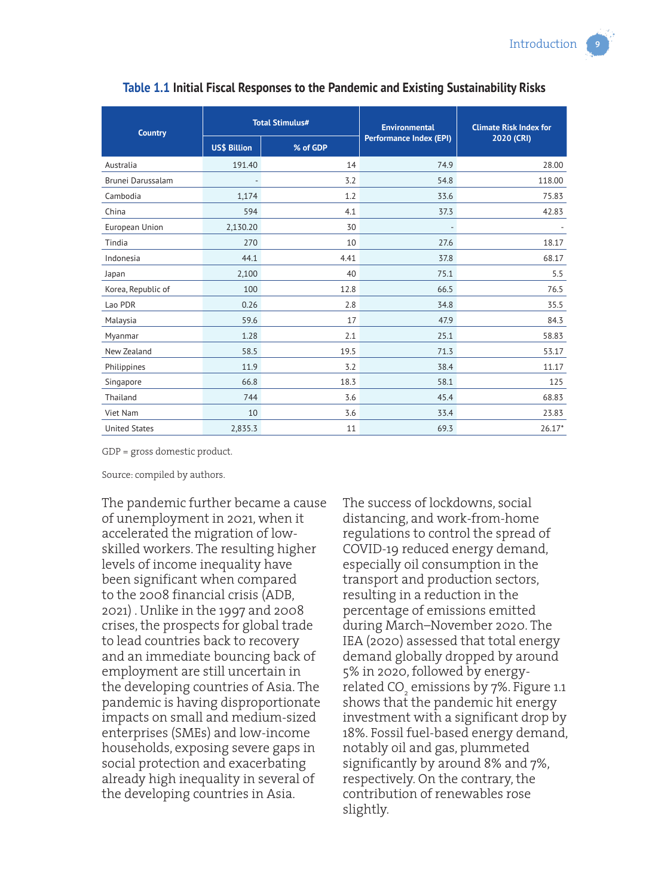**Table 1.1** Initial Fiscal Responses to the Pandemic and Existing Sustainability Risks

| Country | Total Stimulus# | | Environmental Performance Index (EPI) | Climate Risk Index for 2020 (CRI) |
|---|---|---|---|---|
| | US$ Billion | % of GDP | | |
| Australia | 191.40 | 14 | 74.9 | 28.00 |
| Brunei Darussalam | - | 3.2 | 54.8 | 118.00 |
| Cambodia | 1,174 | 1.2 | 33.6 | 75.83 |
| China | 594 | 4.1 | 37.3 | 42.83 |
| European Union | 2,130.20 | 30 | - | - |
| Tindia | 270 | 10 | 27.6 | 18.17 |
| Indonesia | 44.1 | 4.41 | 37.8 | 68.17 |
| Japan | 2,100 | 40 | 75.1 | 5.5 |
| Korea, Republic of | 100 | 12.8 | 66.5 | 76.5 |
| Lao PDR | 0.26 | 2.8 | 34.8 | 35.5 |
| Malaysia | 59.6 | 17 | 47.9 | 84.3 |
| Myanmar | 1.28 | 2.1 | 25.1 | 58.83 |
| New Zealand | 58.5 | 19.5 | 71.3 | 53.17 |
| Philippines | 11.9 | 3.2 | 38.4 | 11.17 |
| Singapore | 66.8 | 18.3 | 58.1 | 125 |
| Thailand | 744 | 3.6 | 45.4 | 68.83 |
| Viet Nam | 10 | 3.6 | 33.4 | 23.83 |
| United States | 2,835.3 | 11 | 69.3 | 26.17* |

GDP = gross domestic product.

Source: compiled by authors.

The pandemic further became a cause of unemployment in 2021, when it accelerated the migration of low-skilled workers. The resulting higher levels of income inequality have been significant when compared to the 2008 financial crisis (ADB, 2021) . Unlike in the 1997 and 2008 crises, the prospects for global trade to lead countries back to recovery and an immediate bouncing back of employment are still uncertain in the developing countries of Asia. The pandemic is having disproportionate impacts on small and medium-sized enterprises (SMEs) and low-income households, exposing severe gaps in social protection and exacerbating already high inequality in several of the developing countries in Asia.

The success of lockdowns, social distancing, and work-from-home regulations to control the spread of COVID-19 reduced energy demand, especially oil consumption in the transport and production sectors, resulting in a reduction in the percentage of emissions emitted during March–November 2020. The IEA (2020) assessed that total energy demand globally dropped by around 5% in 2020, followed by energy-related $CO_2$ emissions by 7%. Figure 1.1 shows that the pandemic hit energy investment with a significant drop by 18%. Fossil fuel-based energy demand, notably oil and gas, plummeted significantly by around 8% and 7%, respectively. On the contrary, the contribution of renewables rose slightly.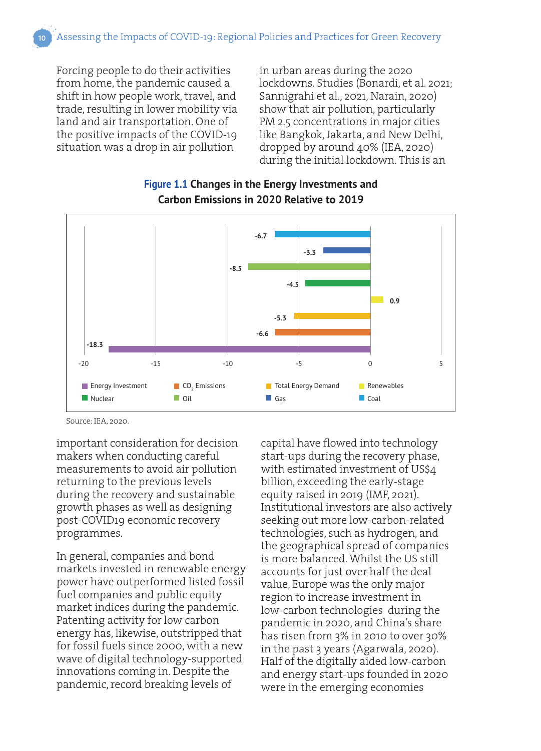Forcing people to do their activities from home, the pandemic caused a shift in how people work, travel, and trade, resulting in lower mobility via land and air transportation. One of the positive impacts of the COVID-19 situation was a drop in air pollution in urban areas during the 2020 lockdowns. Studies (Bonardi, et al. 2021; Sannigrahi et al., 2021, Narain, 2020) show that air pollution, particularly PM 2.5 concentrations in major cities like Bangkok, Jakarta, and New Delhi, dropped by around 40% (IEA, 2020) during the initial lockdown. This is an important consideration for decision makers when conducting careful measurements to avoid air pollution returning to the previous levels during the recovery and sustainable growth phases as well as designing post-COVID19 economic recovery programmes.

**Figure 1.1 Changes in the Energy Investments and Carbon Emissions in 2020 Relative to 2019**

| Category | Change (%) |
|---|---|
| Coal | -6.7 |
| Gas | -3.3 |
| Oil | -8.5 |
| Nuclear | -4.5 |
| Renewables | 0.9 |
| Total Energy Demand | -5.3 |
| $CO_2$ Emissions | -6.6 |
| Energy Investment | -18.3 |

Source: IEA, 2020.

In general, companies and bond markets invested in renewable energy power have outperformed listed fossil fuel companies and public equity market indices during the pandemic. Patenting activity for low carbon energy has, likewise, outstripped that for fossil fuels since 2000, with a new wave of digital technology-supported innovations coming in. Despite the pandemic, record breaking levels of capital have flowed into technology start-ups during the recovery phase, with estimated investment of US$4 billion, exceeding the early-stage equity raised in 2019 (IMF, 2021). Institutional investors are also actively seeking out more low-carbon-related technologies, such as hydrogen, and the geographical spread of companies is more balanced. Whilst the US still accounts for just over half the deal value, Europe was the only major region to increase investment in low-carbon technologies during the pandemic in 2020, and China's share has risen from 3% in 2010 to over 30% in the past 3 years (Agarwala, 2020). Half of the digitally aided low-carbon and energy start-ups founded in 2020 were in the emerging economies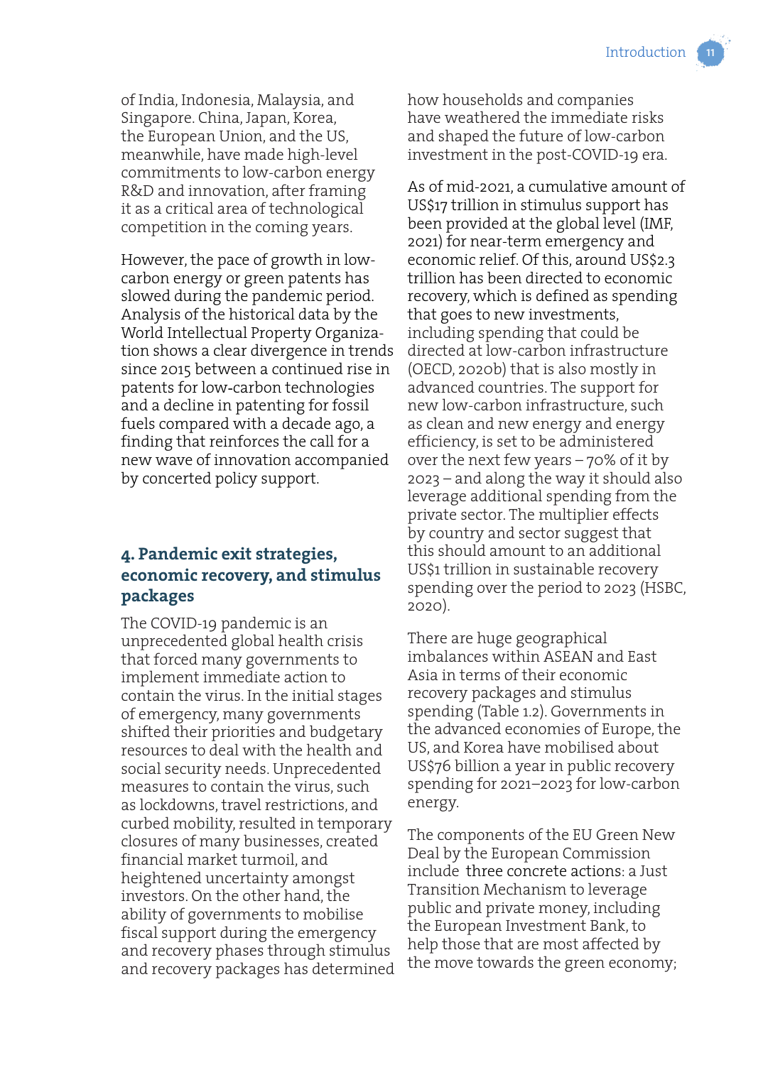of India, Indonesia, Malaysia, and Singapore. China, Japan, Korea, the European Union, and the US, meanwhile, have made high-level commitments to low-carbon energy R&D and innovation, after framing it as a critical area of technological competition in the coming years.

However, the pace of growth in low-carbon energy or green patents has slowed during the pandemic period. Analysis of the historical data by the World Intellectual Property Organization shows a clear divergence in trends since 2015 between a continued rise in patents for low-carbon technologies and a decline in patenting for fossil fuels compared with a decade ago, a finding that reinforces the call for a new wave of innovation accompanied by concerted policy support.

### 4. Pandemic exit strategies, economic recovery, and stimulus packages

The COVID-19 pandemic is an unprecedented global health crisis that forced many governments to implement immediate action to contain the virus. In the initial stages of emergency, many governments shifted their priorities and budgetary resources to deal with the health and social security needs. Unprecedented measures to contain the virus, such as lockdowns, travel restrictions, and curbed mobility, resulted in temporary closures of many businesses, created financial market turmoil, and heightened uncertainty amongst investors. On the other hand, the ability of governments to mobilise fiscal support during the emergency and recovery phases through stimulus and recovery packages has determined how households and companies have weathered the immediate risks and shaped the future of low-carbon investment in the post-COVID-19 era.

As of mid-2021, a cumulative amount of US$17 trillion in stimulus support has been provided at the global level (IMF, 2021) for near-term emergency and economic relief. Of this, around US$2.3 trillion has been directed to economic recovery, which is defined as spending that goes to new investments, including spending that could be directed at low-carbon infrastructure (OECD, 2020b) that is also mostly in advanced countries. The support for new low-carbon infrastructure, such as clean and new energy and energy efficiency, is set to be administered over the next few years – 70% of it by 2023 – and along the way it should also leverage additional spending from the private sector. The multiplier effects by country and sector suggest that this should amount to an additional US$1 trillion in sustainable recovery spending over the period to 2023 (HSBC, 2020).

There are huge geographical imbalances within ASEAN and East Asia in terms of their economic recovery packages and stimulus spending (Table 1.2). Governments in the advanced economies of Europe, the US, and Korea have mobilised about US$76 billion a year in public recovery spending for 2021–2023 for low-carbon energy.

The components of the EU Green New Deal by the European Commission include three concrete actions: a Just Transition Mechanism to leverage public and private money, including the European Investment Bank, to help those that are most affected by the move towards the green economy;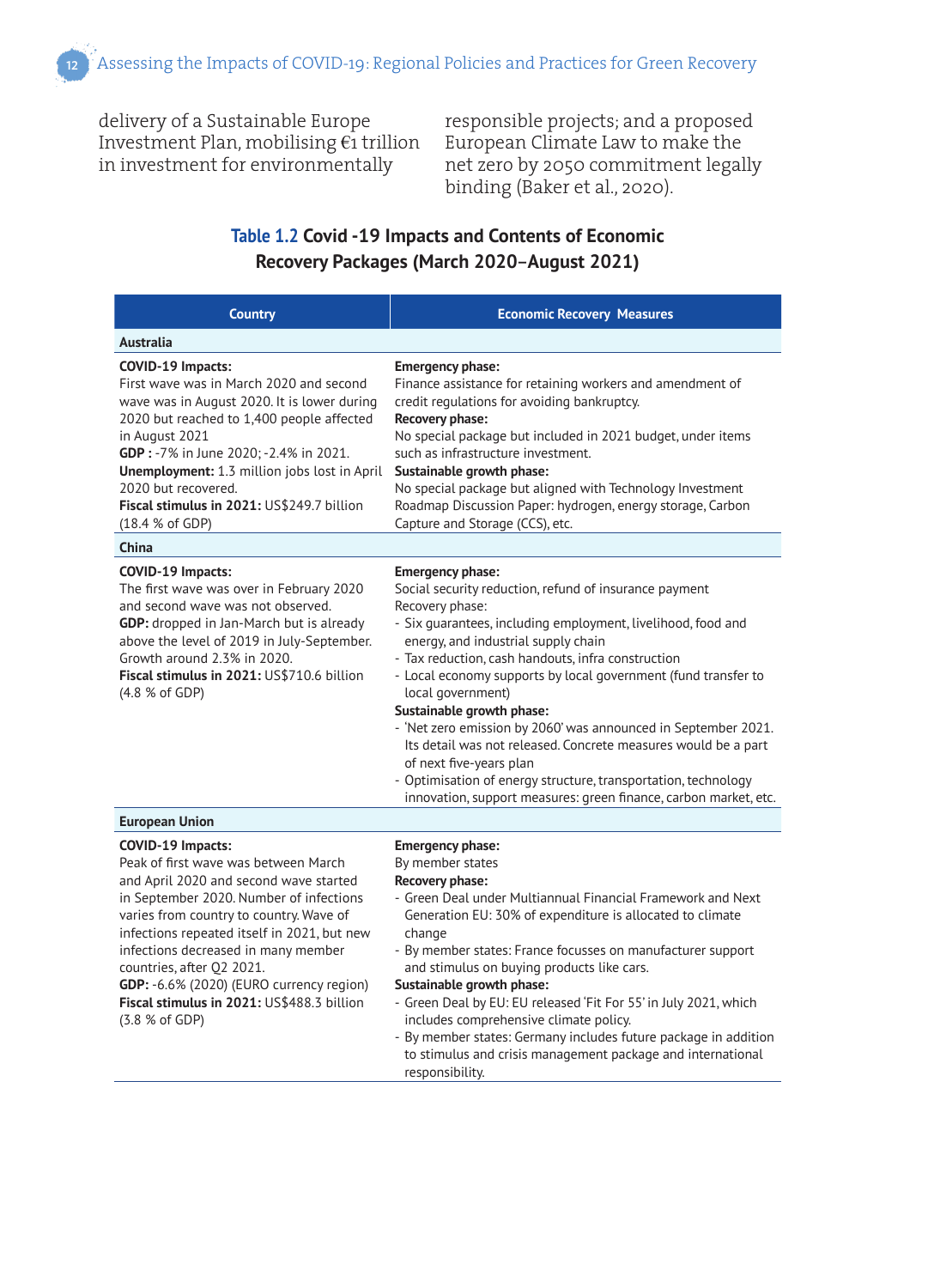delivery of a Sustainable Europe Investment Plan, mobilising €1 trillion in investment for environmentally responsible projects; and a proposed European Climate Law to make the net zero by 2050 commitment legally binding (Baker et al., 2020).

**Table 1.2 Covid -19 Impacts and Contents of Economic Recovery Packages (March 2020–August 2021)**

| Country | Economic Recovery Measures |
|---|---|
| **Australia** | |
| **COVID-19 Impacts:**<br>First wave was in March 2020 and second wave was in August 2020. It is lower during 2020 but reached to 1,400 people affected in August 2021<br>**GDP :** -7% in June 2020; -2.4% in 2021.<br>**Unemployment:** 1.3 million jobs lost in April 2020 but recovered.<br>**Fiscal stimulus in 2021:** US$249.7 billion (18.4 % of GDP) | **Emergency phase:**<br>Finance assistance for retaining workers and amendment of credit regulations for avoiding bankruptcy.<br>**Recovery phase:**<br>No special package but included in 2021 budget, under items such as infrastructure investment.<br>**Sustainable growth phase:**<br>No special package but aligned with Technology Investment Roadmap Discussion Paper: hydrogen, energy storage, Carbon Capture and Storage (CCS), etc. |
| **China** | |
| **COVID-19 Impacts:**<br>The first wave was over in February 2020 and second wave was not observed.<br>**GDP:** dropped in Jan-March but is already above the level of 2019 in July-September. Growth around 2.3% in 2020.<br>**Fiscal stimulus in 2021:** US$710.6 billion (4.8 % of GDP) | **Emergency phase:**<br>Social security reduction, refund of insurance payment<br>Recovery phase:<br>- Six guarantees, including employment, livelihood, food and energy, and industrial supply chain<br>- Tax reduction, cash handouts, infra construction<br>- Local economy supports by local government (fund transfer to local government)<br>**Sustainable growth phase:**<br>- 'Net zero emission by 2060' was announced in September 2021. Its detail was not released. Concrete measures would be a part of next five-years plan<br>- Optimisation of energy structure, transportation, technology innovation, support measures: green finance, carbon market, etc. |
| **European Union** | |
| **COVID-19 Impacts:**<br>Peak of first wave was between March and April 2020 and second wave started in September 2020. Number of infections varies from country to country. Wave of infections repeated itself in 2021, but new infections decreased in many member countries, after Q2 2021.<br>**GDP:** -6.6% (2020) (EURO currency region)<br>**Fiscal stimulus in 2021:** US$488.3 billion (3.8 % of GDP) | **Emergency phase:**<br>By member states<br>**Recovery phase:**<br>- Green Deal under Multiannual Financial Framework and Next Generation EU: 30% of expenditure is allocated to climate change<br>- By member states: France focusses on manufacturer support and stimulus on buying products like cars.<br>**Sustainable growth phase:**<br>- Green Deal by EU: EU released 'Fit For 55' in July 2021, which includes comprehensive climate policy.<br>- By member states: Germany includes future package in addition to stimulus and crisis management package and international responsibility. |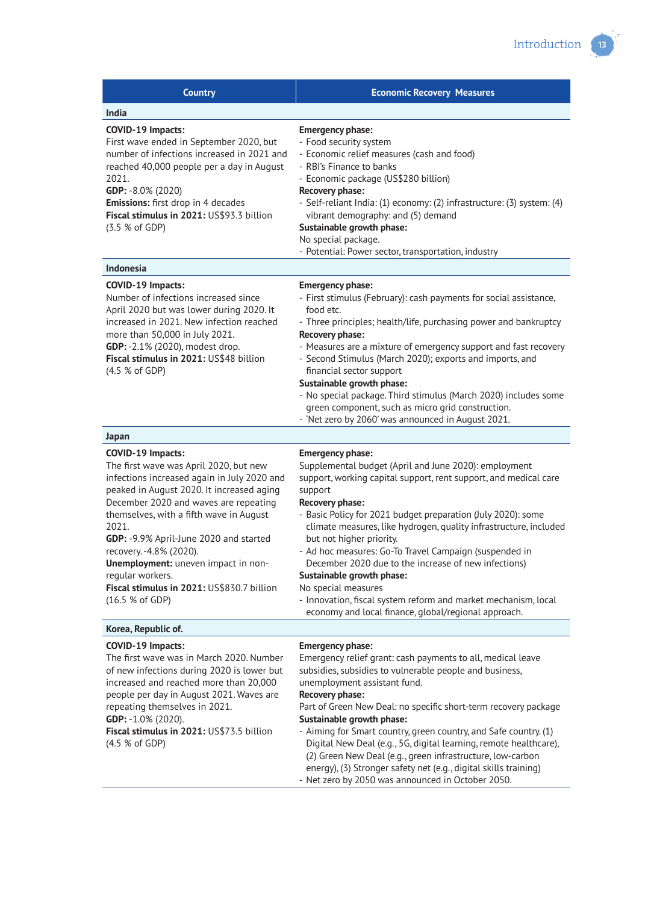| Country | Economic Recovery Measures |
|---|---|
| **India** | |
| **COVID-19 Impacts:**<br>First wave ended in September 2020, but number of infections increased in 2021 and reached 40,000 people per a day in August 2021.<br>**GDP:** -8.0% (2020)<br>**Emissions:** first drop in 4 decades<br>**Fiscal stimulus in 2021:** US$93.3 billion (3.5 % of GDP) | **Emergency phase:**<br>- Food security system<br>- Economic relief measures (cash and food)<br>- RBI's Finance to banks<br>- Economic package (US$280 billion)<br>**Recovery phase:**<br>- Self-reliant India: (1) economy: (2) infrastructure: (3) system: (4) vibrant demography: and (5) demand<br>**Sustainable growth phase:**<br>No special package.<br>- Potential: Power sector, transportation, industry |
| **Indonesia** | |
| **COVID-19 Impacts:**<br>Number of infections increased since April 2020 but was lower during 2020. It increased in 2021. New infection reached more than 50,000 in July 2021.<br>**GDP:** -2.1% (2020), modest drop.<br>**Fiscal stimulus in 2021:** US$48 billion (4.5 % of GDP) | **Emergency phase:**<br>- First stimulus (February): cash payments for social assistance, food etc.<br>- Three principles; health/life, purchasing power and bankruptcy<br>**Recovery phase:**<br>- Measures are a mixture of emergency support and fast recovery<br>- Second Stimulus (March 2020); exports and imports, and financial sector support<br>**Sustainable growth phase:**<br>- No special package. Third stimulus (March 2020) includes some green component, such as micro grid construction.<br>- 'Net zero by 2060' was announced in August 2021. |
| **Japan** | |
| **COVID-19 Impacts:**<br>The first wave was April 2020, but new infections increased again in July 2020 and peaked in August 2020. It increased aging December 2020 and waves are repeating themselves, with a fifth wave in August 2021.<br>**GDP:** -9.9% April-June 2020 and started recovery. -4.8% (2020).<br>**Unemployment:** uneven impact in non-regular workers.<br>**Fiscal stimulus in 2021:** US$830.7 billion (16.5 % of GDP) | **Emergency phase:**<br>Supplemental budget (April and June 2020): employment support, working capital support, rent support, and medical care support<br>**Recovery phase:**<br>- Basic Policy for 2021 budget preparation (July 2020): some climate measures, like hydrogen, quality infrastructure, included but not higher priority.<br>- Ad hoc measures: Go-To Travel Campaign (suspended in December 2020 due to the increase of new infections)<br>**Sustainable growth phase:**<br>No special measures<br>- Innovation, fiscal system reform and market mechanism, local economy and local finance, global/regional approach. |
| **Korea, Republic of.** | |
| **COVID-19 Impacts:**<br>The first wave was in March 2020. Number of new infections during 2020 is lower but increased and reached more than 20,000 people per day in August 2021. Waves are repeating themselves in 2021.<br>**GDP:** -1.0% (2020).<br>**Fiscal stimulus in 2021:** US$73.5 billion (4.5 % of GDP) | **Emergency phase:**<br>Emergency relief grant: cash payments to all, medical leave subsidies, subsidies to vulnerable people and business, unemployment assistant fund.<br>**Recovery phase:**<br>Part of Green New Deal: no specific short-term recovery package<br>**Sustainable growth phase:**<br>- Aiming for Smart country, green country, and Safe country. (1) Digital New Deal (e.g., 5G, digital learning, remote healthcare), (2) Green New Deal (e.g., green infrastructure, low-carbon energy), (3) Stronger safety net (e.g., digital skills training)<br>- Net zero by 2050 was announced in October 2050. |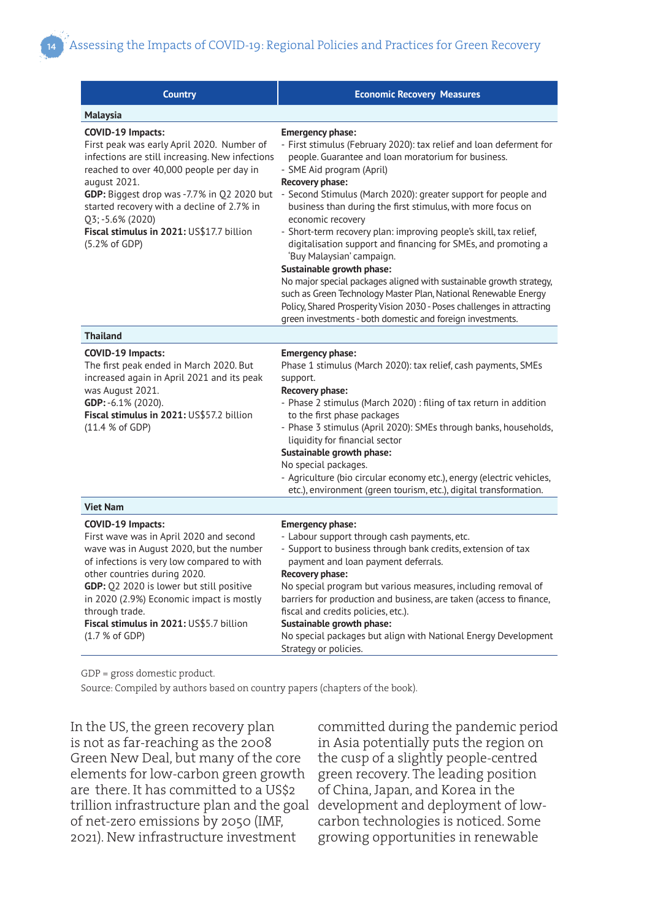| Country | Economic Recovery Measures |
|---|---|
| **Malaysia** | |
| **COVID-19 Impacts:**<br>First peak was early April 2020. Number of infections are still increasing. New infections reached to over 40,000 people per day in august 2021.<br>**GDP:** Biggest drop was -7.7% in Q2 2020 but started recovery with a decline of 2.7% in Q3; -5.6% (2020)<br>**Fiscal stimulus in 2021:** US$17.7 billion (5.2% of GDP) | **Emergency phase:**<br>- First stimulus (February 2020): tax relief and loan deferment for people. Guarantee and loan moratorium for business.<br>- SME Aid program (April)<br>**Recovery phase:**<br>- Second Stimulus (March 2020): greater support for people and business than during the first stimulus, with more focus on economic recovery<br>- Short-term recovery plan: improving people's skill, tax relief, digitalisation support and financing for SMEs, and promoting a 'Buy Malaysian' campaign.<br>**Sustainable growth phase:**<br>No major special packages aligned with sustainable growth strategy, such as Green Technology Master Plan, National Renewable Energy Policy, Shared Prosperity Vision 2030 - Poses challenges in attracting green investments - both domestic and foreign investments. |
| **Thailand** | |
| **COVID-19 Impacts:**<br>The first peak ended in March 2020. But increased again in April 2021 and its peak was August 2021.<br>**GDP:** -6.1% (2020).<br>**Fiscal stimulus in 2021:** US$57.2 billion (11.4 % of GDP) | **Emergency phase:**<br>Phase 1 stimulus (March 2020): tax relief, cash payments, SMEs support.<br>**Recovery phase:**<br>- Phase 2 stimulus (March 2020) : filing of tax return in addition to the first phase packages<br>- Phase 3 stimulus (April 2020): SMEs through banks, households, liquidity for financial sector<br>**Sustainable growth phase:**<br>No special packages.<br>- Agriculture (bio circular economy etc.), energy (electric vehicles, etc.), environment (green tourism, etc.), digital transformation. |
| **Viet Nam** | |
| **COVID-19 Impacts:**<br>First wave was in April 2020 and second wave was in August 2020, but the number of infections is very low compared to with other countries during 2020.<br>**GDP:** Q2 2020 is lower but still positive in 2020 (2.9%) Economic impact is mostly through trade.<br>**Fiscal stimulus in 2021:** US$5.7 billion (1.7 % of GDP) | **Emergency phase:**<br>- Labour support through cash payments, etc.<br>- Support to business through bank credits, extension of tax payment and loan payment deferrals.<br>**Recovery phase:**<br>No special program but various measures, including removal of barriers for production and business, are taken (access to finance, fiscal and credits policies, etc.).<br>**Sustainable growth phase:**<br>No special packages but align with National Energy Development Strategy or policies. |

GDP = gross domestic product.

Source: Compiled by authors based on country papers (chapters of the book).

In the US, the green recovery plan is not as far-reaching as the 2008 Green New Deal, but many of the core elements for low-carbon green growth are there. It has committed to a US$2 trillion infrastructure plan and the goal of net-zero emissions by 2050 (IMF, 2021). New infrastructure investment committed during the pandemic period in Asia potentially puts the region on the cusp of a slightly people-centred green recovery. The leading position of China, Japan, and Korea in the development and deployment of low-carbon technologies is noticed. Some growing opportunities in renewable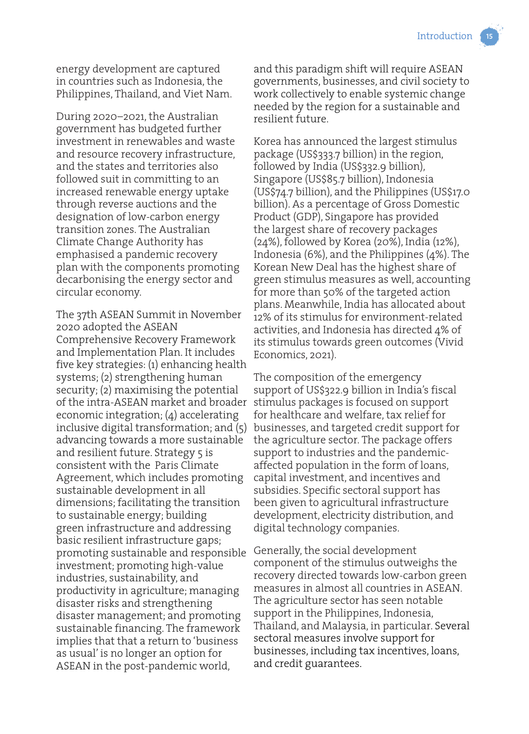energy development are captured in countries such as Indonesia, the Philippines, Thailand, and Viet Nam.

During 2020–2021, the Australian government has budgeted further investment in renewables and waste and resource recovery infrastructure, and the states and territories also followed suit in committing to an increased renewable energy uptake through reverse auctions and the designation of low-carbon energy transition zones. The Australian Climate Change Authority has emphasised a pandemic recovery plan with the components promoting decarbonising the energy sector and circular economy.

The 37th ASEAN Summit in November 2020 adopted the ASEAN Comprehensive Recovery Framework and Implementation Plan. It includes five key strategies: (1) enhancing health systems; (2) strengthening human security; (2) maximising the potential of the intra-ASEAN market and broader economic integration; (4) accelerating inclusive digital transformation; and (5) advancing towards a more sustainable and resilient future. Strategy 5 is consistent with the Paris Climate Agreement, which includes promoting sustainable development in all dimensions; facilitating the transition to sustainable energy; building green infrastructure and addressing basic resilient infrastructure gaps; promoting sustainable and responsible investment; promoting high-value industries, sustainability, and productivity in agriculture; managing disaster risks and strengthening disaster management; and promoting sustainable financing. The framework implies that that a return to 'business as usual' is no longer an option for ASEAN in the post-pandemic world, and this paradigm shift will require ASEAN governments, businesses, and civil society to work collectively to enable systemic change needed by the region for a sustainable and resilient future.

Korea has announced the largest stimulus package (US$333.7 billion) in the region, followed by India (US$332.9 billion), Singapore (US$85.7 billion), Indonesia (US$74.7 billion), and the Philippines (US$17.0 billion). As a percentage of Gross Domestic Product (GDP), Singapore has provided the largest share of recovery packages (24%), followed by Korea (20%), India (12%), Indonesia (6%), and the Philippines (4%). The Korean New Deal has the highest share of green stimulus measures as well, accounting for more than 50% of the targeted action plans. Meanwhile, India has allocated about 12% of its stimulus for environment-related activities, and Indonesia has directed 4% of its stimulus towards green outcomes (Vivid Economics, 2021).

The composition of the emergency support of US$322.9 billion in India's fiscal stimulus packages is focused on support for healthcare and welfare, tax relief for businesses, and targeted credit support for the agriculture sector. The package offers support to industries and the pandemic-affected population in the form of loans, capital investment, and incentives and subsidies. Specific sectoral support has been given to agricultural infrastructure development, electricity distribution, and digital technology companies.

Generally, the social development component of the stimulus outweighs the recovery directed towards low-carbon green measures in almost all countries in ASEAN. The agriculture sector has seen notable support in the Philippines, Indonesia, Thailand, and Malaysia, in particular. Several sectoral measures involve support for businesses, including tax incentives, loans, and credit guarantees.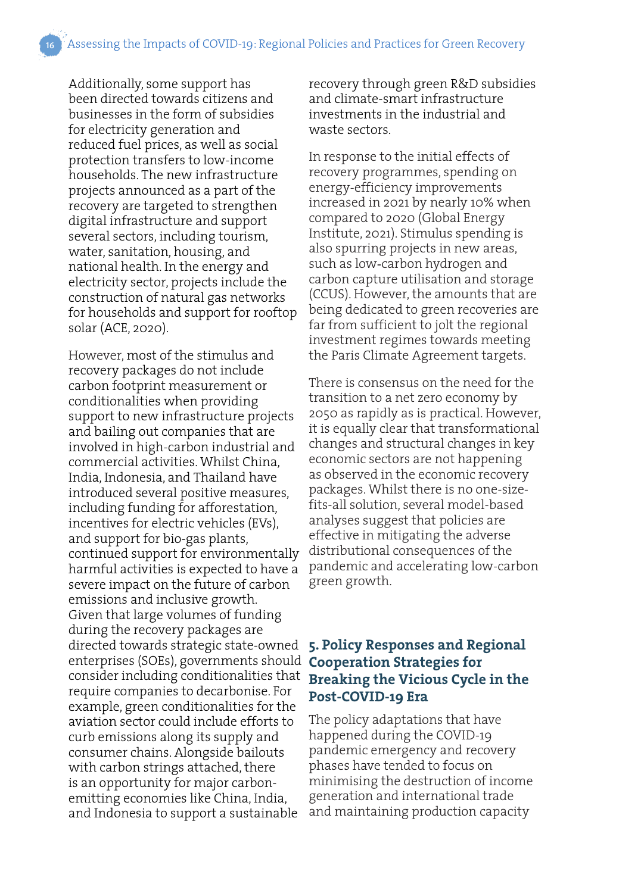Additionally, some support has been directed towards citizens and businesses in the form of subsidies for electricity generation and reduced fuel prices, as well as social protection transfers to low-income households. The new infrastructure projects announced as a part of the recovery are targeted to strengthen digital infrastructure and support several sectors, including tourism, water, sanitation, housing, and national health. In the energy and electricity sector, projects include the construction of natural gas networks for households and support for rooftop solar (ACE, 2020).

However, most of the stimulus and recovery packages do not include carbon footprint measurement or conditionalities when providing support to new infrastructure projects and bailing out companies that are involved in high-carbon industrial and commercial activities. Whilst China, India, Indonesia, and Thailand have introduced several positive measures, including funding for afforestation, incentives for electric vehicles (EVs), and support for bio-gas plants, continued support for environmentally harmful activities is expected to have a severe impact on the future of carbon emissions and inclusive growth. Given that large volumes of funding during the recovery packages are directed towards strategic state-owned enterprises (SOEs), governments should consider including conditionalities that require companies to decarbonise. For example, green conditionalities for the aviation sector could include efforts to curb emissions along its supply and consumer chains. Alongside bailouts with carbon strings attached, there is an opportunity for major carbon-emitting economies like China, India, and Indonesia to support a sustainable recovery through green R&D subsidies and climate-smart infrastructure investments in the industrial and waste sectors.

In response to the initial effects of recovery programmes, spending on energy-efficiency improvements increased in 2021 by nearly 10% when compared to 2020 (Global Energy Institute, 2021). Stimulus spending is also spurring projects in new areas, such as low-carbon hydrogen and carbon capture utilisation and storage (CCUS). However, the amounts that are being dedicated to green recoveries are far from sufficient to jolt the regional investment regimes towards meeting the Paris Climate Agreement targets.

There is consensus on the need for the transition to a net zero economy by 2050 as rapidly as is practical. However, it is equally clear that transformational changes and structural changes in key economic sectors are not happening as observed in the economic recovery packages. Whilst there is no one-size-fits-all solution, several model-based analyses suggest that policies are effective in mitigating the adverse distributional consequences of the pandemic and accelerating low-carbon green growth.

## 5. Policy Responses and Regional Cooperation Strategies for Breaking the Vicious Cycle in the Post-COVID-19 Era

The policy adaptations that have happened during the COVID-19 pandemic emergency and recovery phases have tended to focus on minimising the destruction of income generation and international trade and maintaining production capacity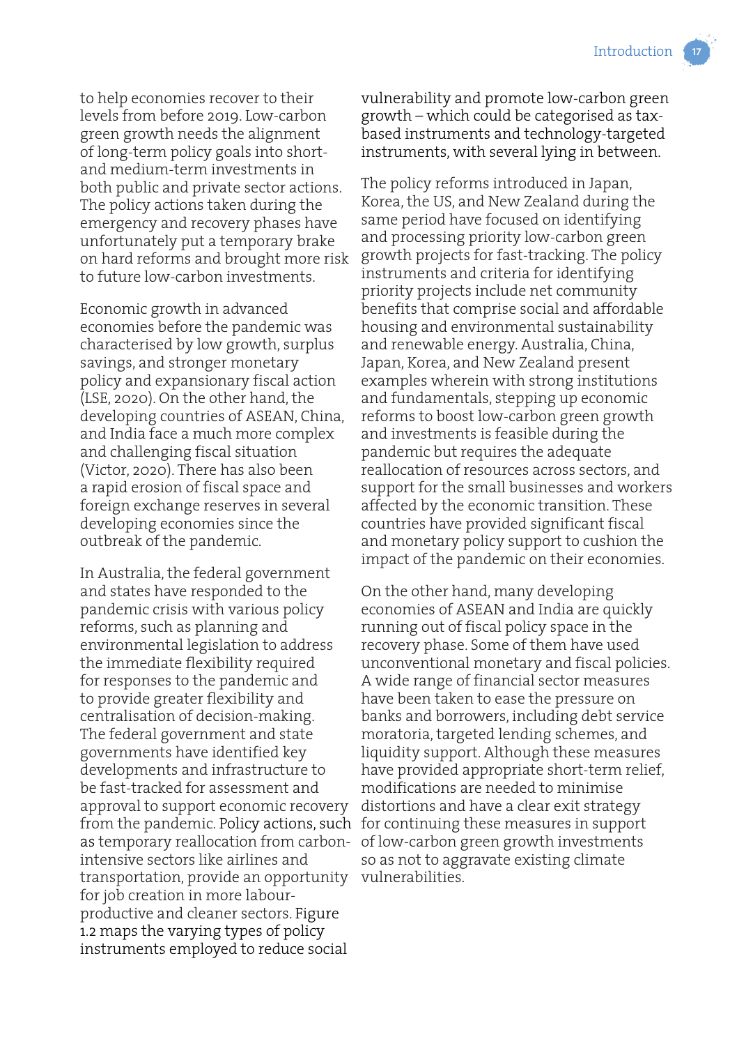to help economies recover to their levels from before 2019. Low-carbon green growth needs the alignment of long-term policy goals into short- and medium-term investments in both public and private sector actions. The policy actions taken during the emergency and recovery phases have unfortunately put a temporary brake on hard reforms and brought more risk to future low-carbon investments.

Economic growth in advanced economies before the pandemic was characterised by low growth, surplus savings, and stronger monetary policy and expansionary fiscal action (LSE, 2020). On the other hand, the developing countries of ASEAN, China, and India face a much more complex and challenging fiscal situation (Victor, 2020). There has also been a rapid erosion of fiscal space and foreign exchange reserves in several developing economies since the outbreak of the pandemic.

In Australia, the federal government and states have responded to the pandemic crisis with various policy reforms, such as planning and environmental legislation to address the immediate flexibility required for responses to the pandemic and to provide greater flexibility and centralisation of decision-making. The federal government and state governments have identified key developments and infrastructure to be fast-tracked for assessment and approval to support economic recovery from the pandemic. Policy actions, such as temporary reallocation from carbon-intensive sectors like airlines and transportation, provide an opportunity for job creation in more labour-productive and cleaner sectors. Figure 1.2 maps the varying types of policy instruments employed to reduce social vulnerability and promote low-carbon green growth – which could be categorised as tax-based instruments and technology-targeted instruments, with several lying in between.

The policy reforms introduced in Japan, Korea, the US, and New Zealand during the same period have focused on identifying and processing priority low-carbon green growth projects for fast-tracking. The policy instruments and criteria for identifying priority projects include net community benefits that comprise social and affordable housing and environmental sustainability and renewable energy. Australia, China, Japan, Korea, and New Zealand present examples wherein with strong institutions and fundamentals, stepping up economic reforms to boost low-carbon green growth and investments is feasible during the pandemic but requires the adequate reallocation of resources across sectors, and support for the small businesses and workers affected by the economic transition. These countries have provided significant fiscal and monetary policy support to cushion the impact of the pandemic on their economies.

On the other hand, many developing economies of ASEAN and India are quickly running out of fiscal policy space in the recovery phase. Some of them have used unconventional monetary and fiscal policies. A wide range of financial sector measures have been taken to ease the pressure on banks and borrowers, including debt service moratoria, targeted lending schemes, and liquidity support. Although these measures have provided appropriate short-term relief, modifications are needed to minimise distortions and have a clear exit strategy for continuing these measures in support of low-carbon green growth investments so as not to aggravate existing climate vulnerabilities.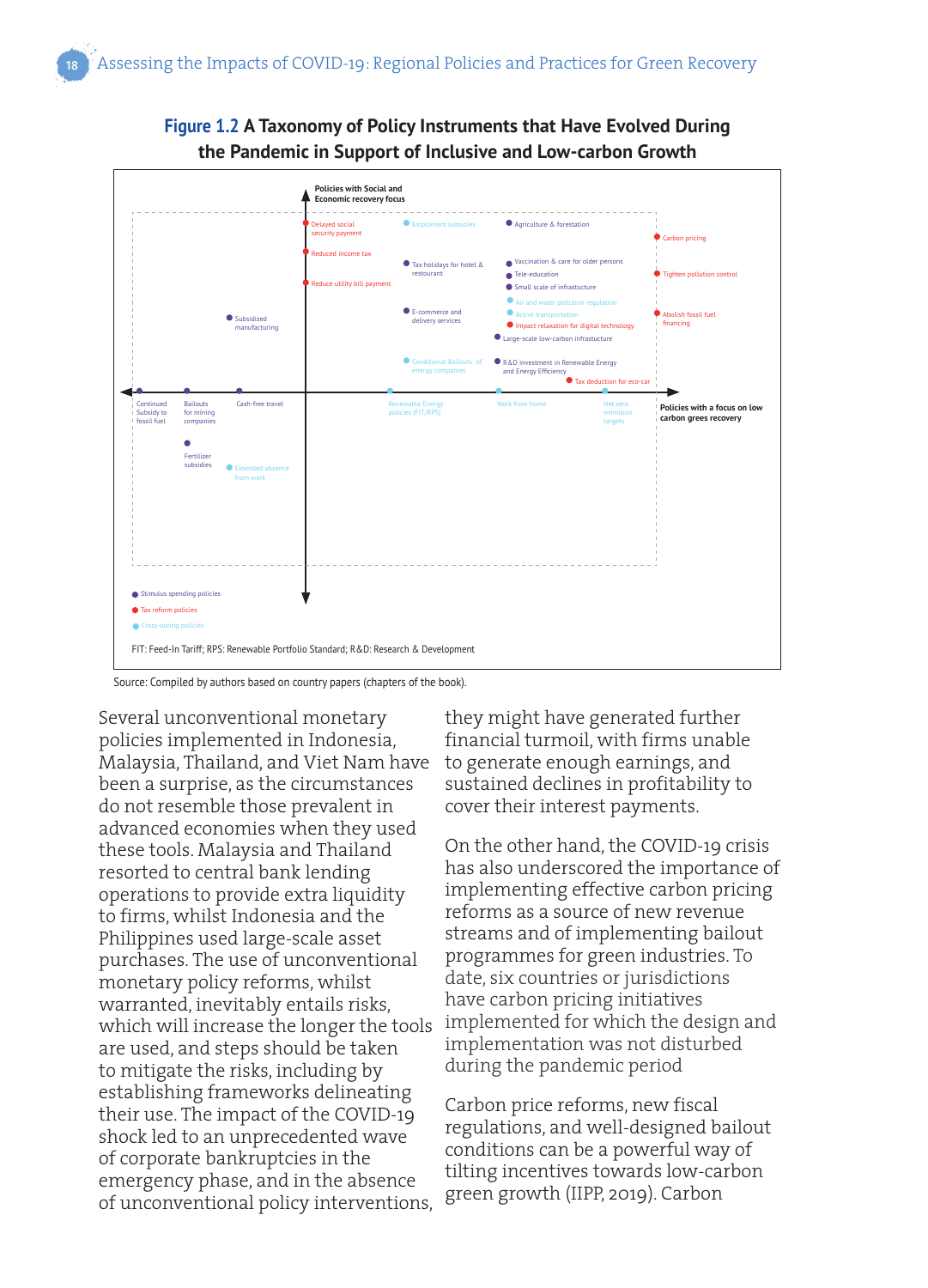**Figure 1.2 A Taxonomy of Policy Instruments that Have Evolved During the Pandemic in Support of Inclusive and Low-carbon Growth**

Policies with Social and Economic recovery focus

Policies with a focus on low carbon grees recovery

- Delayed social security payment
- Reduced income tax
- Reduce utility bill payment
- Employment subsidies
- Tax holidays for hotel & restaurant
- E-commerce and delivery services
- Conditional Bailouts of energy companies
- Agriculture & forestation
- Vaccination & care for older persons
- Tele-education
- Small scale of infrastucture
- Air and water pollution regulation
- Active transportation
- Impact relaxation for digital technology
- Large-scale low-carbon infrastucture
- R&D investment in Renewable Energy and Energy Efficiency
- Tax deduction for eco-car
- Carbon pricing
- Tighten pollution control
- Abolish fossil fuel financing
- Subsidized manufacturing
- Continued Subsidy to fossil fuel
- Bailouts for mining companies
- Cash-free travel
- Renewable Energy policies (FIT/RPS)
- Work from home
- Net zero emmision targets
- Fertilizer subsidies
- Extended absence from work

● Stimulus spending policies
● Tax reform policies
● Cross-outing policies

FIT: Feed-In Tariff; RPS: Renewable Portfolio Standard; R&D: Research & Development

Source: Compiled by authors based on country papers (chapters of the book).

Several unconventional monetary policies implemented in Indonesia, Malaysia, Thailand, and Viet Nam have been a surprise, as the circumstances do not resemble those prevalent in advanced economies when they used these tools. Malaysia and Thailand resorted to central bank lending operations to provide extra liquidity to firms, whilst Indonesia and the Philippines used large-scale asset purchases. The use of unconventional monetary policy reforms, whilst warranted, inevitably entails risks, which will increase the longer the tools are used, and steps should be taken to mitigate the risks, including by establishing frameworks delineating their use. The impact of the COVID-19 shock led to an unprecedented wave of corporate bankruptcies in the emergency phase, and in the absence of unconventional policy interventions, they might have generated further financial turmoil, with firms unable to generate enough earnings, and sustained declines in profitability to cover their interest payments.

On the other hand, the COVID-19 crisis has also underscored the importance of implementing effective carbon pricing reforms as a source of new revenue streams and of implementing bailout programmes for green industries. To date, six countries or jurisdictions have carbon pricing initiatives implemented for which the design and implementation was not disturbed during the pandemic period

Carbon price reforms, new fiscal regulations, and well-designed bailout conditions can be a powerful way of tilting incentives towards low-carbon green growth (IIPP, 2019). Carbon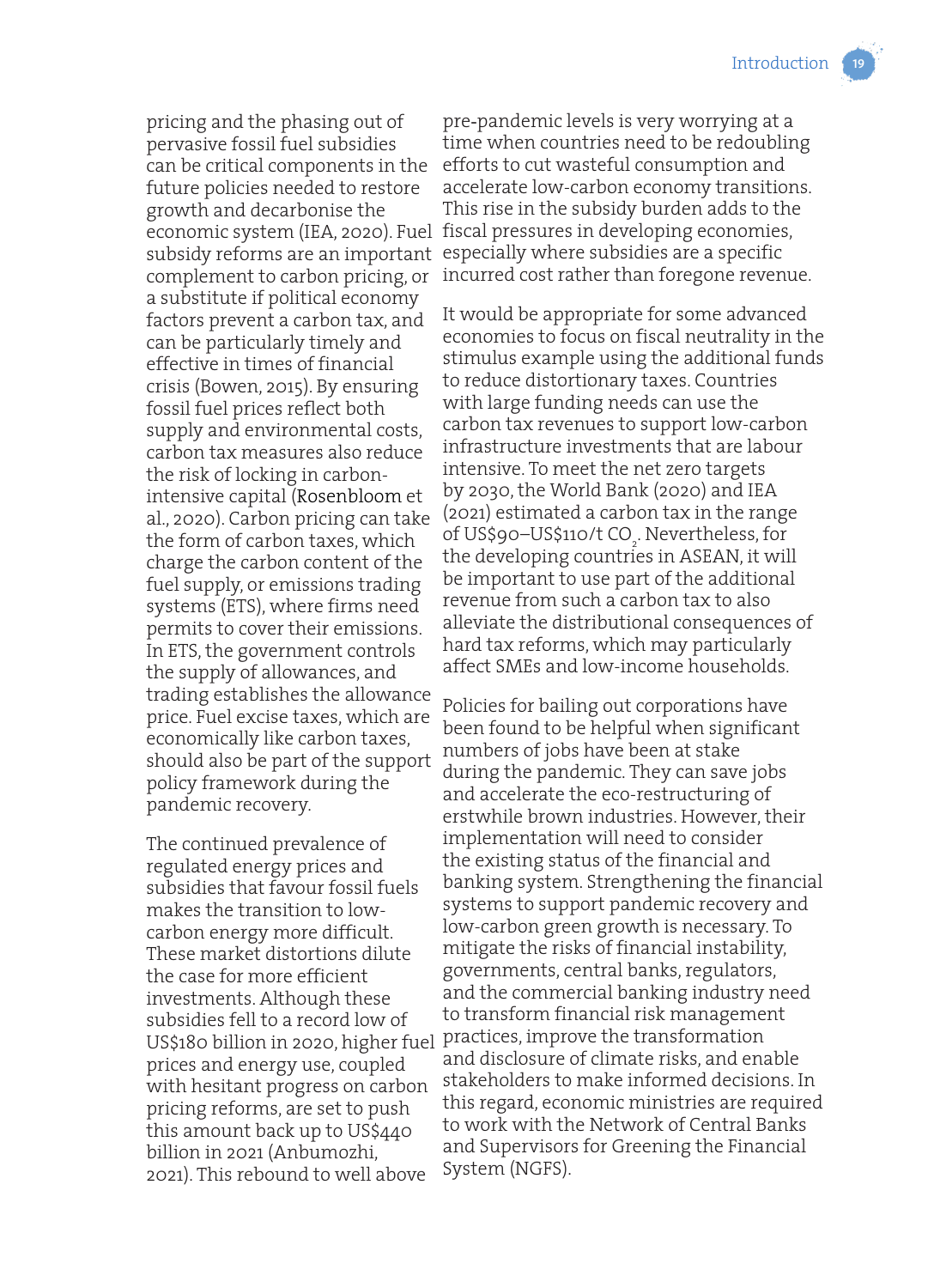pricing and the phasing out of pervasive fossil fuel subsidies can be critical components in the future policies needed to restore growth and decarbonise the economic system (IEA, 2020). Fuel subsidy reforms are an important complement to carbon pricing, or a substitute if political economy factors prevent a carbon tax, and can be particularly timely and effective in times of financial crisis (Bowen, 2015). By ensuring fossil fuel prices reflect both supply and environmental costs, carbon tax measures also reduce the risk of locking in carbon-intensive capital (Rosenbloom et al., 2020). Carbon pricing can take the form of carbon taxes, which charge the carbon content of the fuel supply, or emissions trading systems (ETS), where firms need permits to cover their emissions. In ETS, the government controls the supply of allowances, and trading establishes the allowance price. Fuel excise taxes, which are economically like carbon taxes, should also be part of the support policy framework during the pandemic recovery.

The continued prevalence of regulated energy prices and subsidies that favour fossil fuels makes the transition to low-carbon energy more difficult. These market distortions dilute the case for more efficient investments. Although these subsidies fell to a record low of US$180 billion in 2020, higher fuel prices and energy use, coupled with hesitant progress on carbon pricing reforms, are set to push this amount back up to US$440 billion in 2021 (Anbumozhi, 2021). This rebound to well above pre-pandemic levels is very worrying at a time when countries need to be redoubling efforts to cut wasteful consumption and accelerate low-carbon economy transitions. This rise in the subsidy burden adds to the fiscal pressures in developing economies, especially where subsidies are a specific incurred cost rather than foregone revenue.

It would be appropriate for some advanced economies to focus on fiscal neutrality in the stimulus example using the additional funds to reduce distortionary taxes. Countries with large funding needs can use the carbon tax revenues to support low-carbon infrastructure investments that are labour intensive. To meet the net zero targets by 2030, the World Bank (2020) and IEA (2021) estimated a carbon tax in the range of US$90–US$110/t $CO_2$. Nevertheless, for the developing countries in ASEAN, it will be important to use part of the additional revenue from such a carbon tax to also alleviate the distributional consequences of hard tax reforms, which may particularly affect SMEs and low-income households.

Policies for bailing out corporations have been found to be helpful when significant numbers of jobs have been at stake during the pandemic. They can save jobs and accelerate the eco-restructuring of erstwhile brown industries. However, their implementation will need to consider the existing status of the financial and banking system. Strengthening the financial systems to support pandemic recovery and low-carbon green growth is necessary. To mitigate the risks of financial instability, governments, central banks, regulators, and the commercial banking industry need to transform financial risk management practices, improve the transformation and disclosure of climate risks, and enable stakeholders to make informed decisions. In this regard, economic ministries are required to work with the Network of Central Banks and Supervisors for Greening the Financial System (NGFS).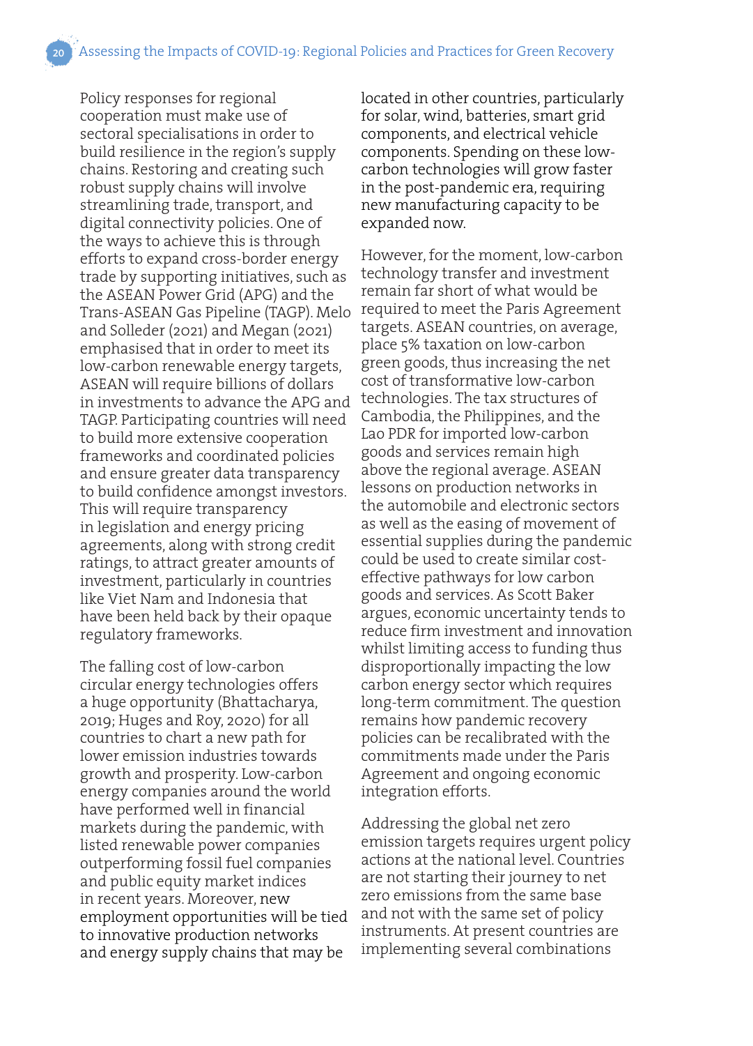Policy responses for regional cooperation must make use of sectoral specialisations in order to build resilience in the region's supply chains. Restoring and creating such robust supply chains will involve streamlining trade, transport, and digital connectivity policies. One of the ways to achieve this is through efforts to expand cross-border energy trade by supporting initiatives, such as the ASEAN Power Grid (APG) and the Trans-ASEAN Gas Pipeline (TAGP). Melo and Solleder (2021) and Megan (2021) emphasised that in order to meet its low-carbon renewable energy targets, ASEAN will require billions of dollars in investments to advance the APG and TAGP. Participating countries will need to build more extensive cooperation frameworks and coordinated policies and ensure greater data transparency to build confidence amongst investors. This will require transparency in legislation and energy pricing agreements, along with strong credit ratings, to attract greater amounts of investment, particularly in countries like Viet Nam and Indonesia that have been held back by their opaque regulatory frameworks.

The falling cost of low-carbon circular energy technologies offers a huge opportunity (Bhattacharya, 2019; Huges and Roy, 2020) for all countries to chart a new path for lower emission industries towards growth and prosperity. Low-carbon energy companies around the world have performed well in financial markets during the pandemic, with listed renewable power companies outperforming fossil fuel companies and public equity market indices in recent years. Moreover, new employment opportunities will be tied to innovative production networks and energy supply chains that may be located in other countries, particularly for solar, wind, batteries, smart grid components, and electrical vehicle components. Spending on these low-carbon technologies will grow faster in the post-pandemic era, requiring new manufacturing capacity to be expanded now.

However, for the moment, low-carbon technology transfer and investment remain far short of what would be required to meet the Paris Agreement targets. ASEAN countries, on average, place 5% taxation on low-carbon green goods, thus increasing the net cost of transformative low-carbon technologies. The tax structures of Cambodia, the Philippines, and the Lao PDR for imported low-carbon goods and services remain high above the regional average. ASEAN lessons on production networks in the automobile and electronic sectors as well as the easing of movement of essential supplies during the pandemic could be used to create similar cost-effective pathways for low carbon goods and services. As Scott Baker argues, economic uncertainty tends to reduce firm investment and innovation whilst limiting access to funding thus disproportionally impacting the low carbon energy sector which requires long-term commitment. The question remains how pandemic recovery policies can be recalibrated with the commitments made under the Paris Agreement and ongoing economic integration efforts.

Addressing the global net zero emission targets requires urgent policy actions at the national level. Countries are not starting their journey to net zero emissions from the same base and not with the same set of policy instruments. At present countries are implementing several combinations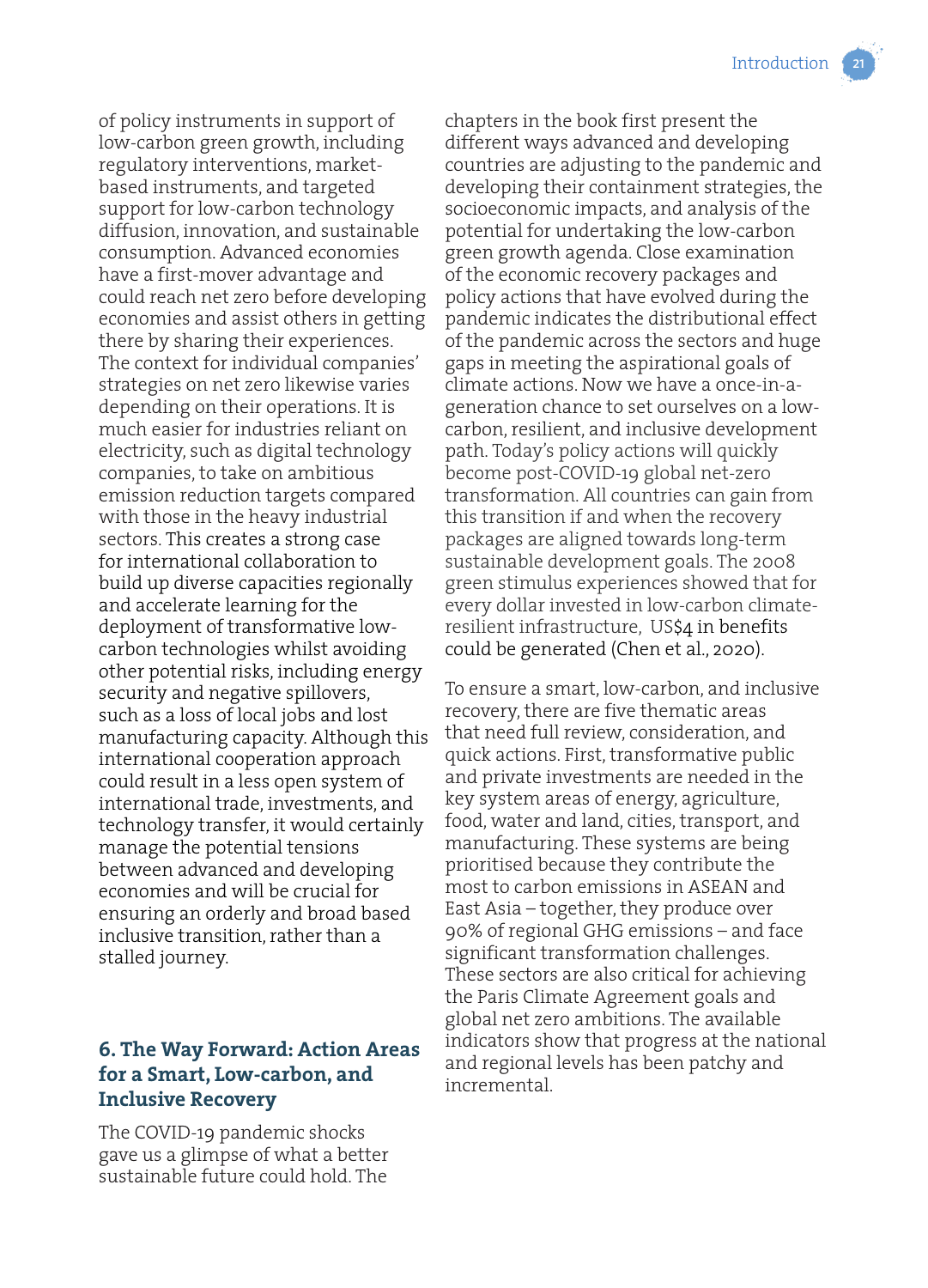of policy instruments in support of low-carbon green growth, including regulatory interventions, market-based instruments, and targeted support for low-carbon technology diffusion, innovation, and sustainable consumption. Advanced economies have a first-mover advantage and could reach net zero before developing economies and assist others in getting there by sharing their experiences. The context for individual companies' strategies on net zero likewise varies depending on their operations. It is much easier for industries reliant on electricity, such as digital technology companies, to take on ambitious emission reduction targets compared with those in the heavy industrial sectors. This creates a strong case for international collaboration to build up diverse capacities regionally and accelerate learning for the deployment of transformative low-carbon technologies whilst avoiding other potential risks, including energy security and negative spillovers, such as a loss of local jobs and lost manufacturing capacity. Although this international cooperation approach could result in a less open system of international trade, investments, and technology transfer, it would certainly manage the potential tensions between advanced and developing economies and will be crucial for ensuring an orderly and broad based inclusive transition, rather than a stalled journey.

## 6. The Way Forward: Action Areas for a Smart, Low-carbon, and Inclusive Recovery

The COVID-19 pandemic shocks gave us a glimpse of what a better sustainable future could hold. The chapters in the book first present the different ways advanced and developing countries are adjusting to the pandemic and developing their containment strategies, the socioeconomic impacts, and analysis of the potential for undertaking the low-carbon green growth agenda. Close examination of the economic recovery packages and policy actions that have evolved during the pandemic indicates the distributional effect of the pandemic across the sectors and huge gaps in meeting the aspirational goals of climate actions. Now we have a once-in-a-generation chance to set ourselves on a low-carbon, resilient, and inclusive development path. Today's policy actions will quickly become post-COVID-19 global net-zero transformation. All countries can gain from this transition if and when the recovery packages are aligned towards long-term sustainable development goals. The 2008 green stimulus experiences showed that for every dollar invested in low-carbon climate-resilient infrastructure, US$4 in benefits could be generated (Chen et al., 2020).

To ensure a smart, low-carbon, and inclusive recovery, there are five thematic areas that need full review, consideration, and quick actions. First, transformative public and private investments are needed in the key system areas of energy, agriculture, food, water and land, cities, transport, and manufacturing. These systems are being prioritised because they contribute the most to carbon emissions in ASEAN and East Asia – together, they produce over 90% of regional GHG emissions – and face significant transformation challenges. These sectors are also critical for achieving the Paris Climate Agreement goals and global net zero ambitions. The available indicators show that progress at the national and regional levels has been patchy and incremental.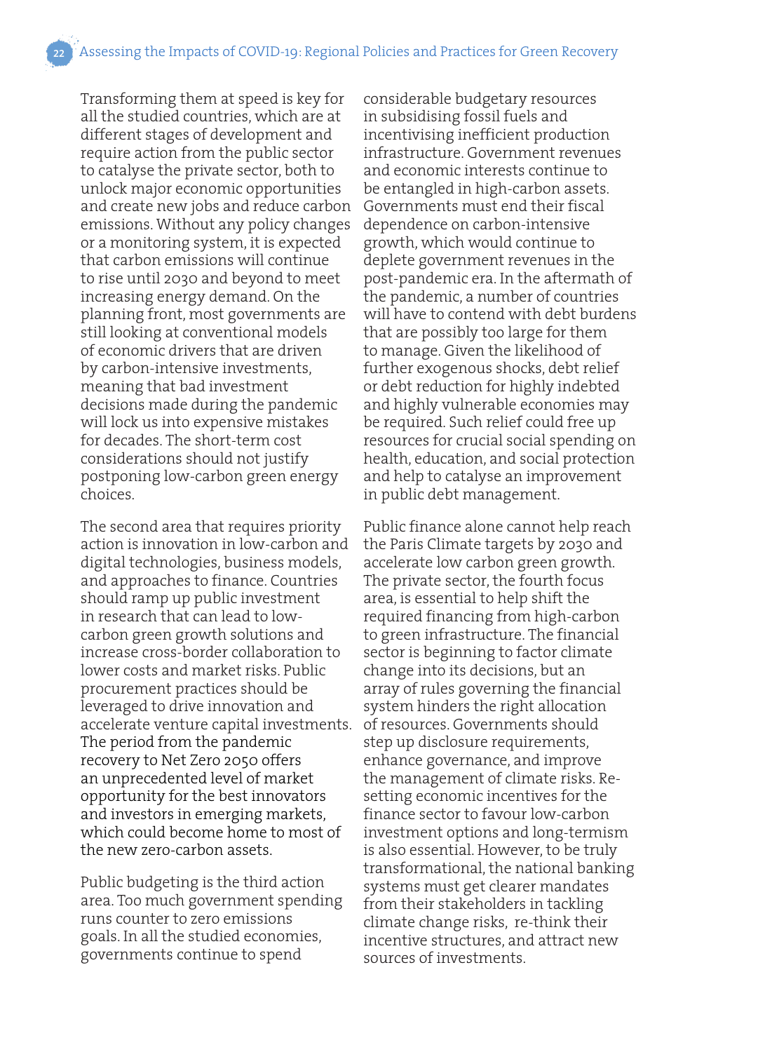Transforming them at speed is key for all the studied countries, which are at different stages of development and require action from the public sector to catalyse the private sector, both to unlock major economic opportunities and create new jobs and reduce carbon emissions. Without any policy changes or a monitoring system, it is expected that carbon emissions will continue to rise until 2030 and beyond to meet increasing energy demand. On the planning front, most governments are still looking at conventional models of economic drivers that are driven by carbon-intensive investments, meaning that bad investment decisions made during the pandemic will lock us into expensive mistakes for decades. The short-term cost considerations should not justify postponing low-carbon green energy choices.

The second area that requires priority action is innovation in low-carbon and digital technologies, business models, and approaches to finance. Countries should ramp up public investment in research that can lead to low-carbon green growth solutions and increase cross-border collaboration to lower costs and market risks. Public procurement practices should be leveraged to drive innovation and accelerate venture capital investments. The period from the pandemic recovery to Net Zero 2050 offers an unprecedented level of market opportunity for the best innovators and investors in emerging markets, which could become home to most of the new zero-carbon assets.

Public budgeting is the third action area. Too much government spending runs counter to zero emissions goals. In all the studied economies, governments continue to spend considerable budgetary resources in subsidising fossil fuels and incentivising inefficient production infrastructure. Government revenues and economic interests continue to be entangled in high-carbon assets. Governments must end their fiscal dependence on carbon-intensive growth, which would continue to deplete government revenues in the post-pandemic era. In the aftermath of the pandemic, a number of countries will have to contend with debt burdens that are possibly too large for them to manage. Given the likelihood of further exogenous shocks, debt relief or debt reduction for highly indebted and highly vulnerable economies may be required. Such relief could free up resources for crucial social spending on health, education, and social protection and help to catalyse an improvement in public debt management.

Public finance alone cannot help reach the Paris Climate targets by 2030 and accelerate low carbon green growth. The private sector, the fourth focus area, is essential to help shift the required financing from high-carbon to green infrastructure. The financial sector is beginning to factor climate change into its decisions, but an array of rules governing the financial system hinders the right allocation of resources. Governments should step up disclosure requirements, enhance governance, and improve the management of climate risks. Re-setting economic incentives for the finance sector to favour low-carbon investment options and long-termism is also essential. However, to be truly transformational, the national banking systems must get clearer mandates from their stakeholders in tackling climate change risks, re-think their incentive structures, and attract new sources of investments.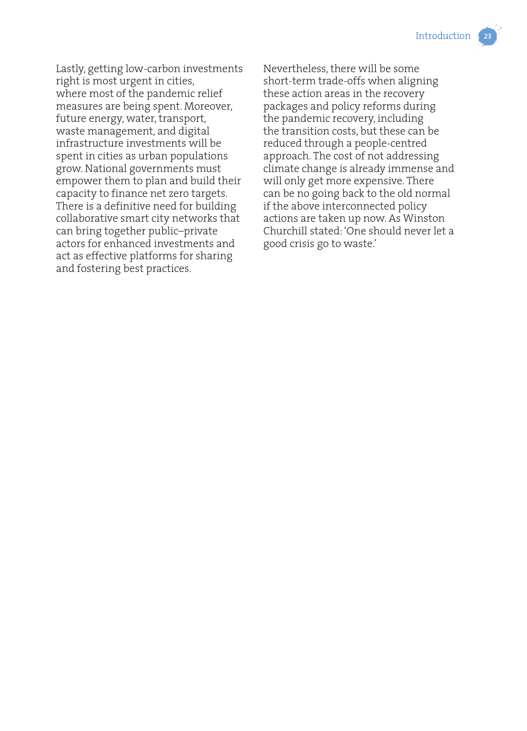Lastly, getting low-carbon investments right is most urgent in cities, where most of the pandemic relief measures are being spent. Moreover, future energy, water, transport, waste management, and digital infrastructure investments will be spent in cities as urban populations grow. National governments must empower them to plan and build their capacity to finance net zero targets. There is a definitive need for building collaborative smart city networks that can bring together public–private actors for enhanced investments and act as effective platforms for sharing and fostering best practices.

Nevertheless, there will be some short-term trade-offs when aligning these action areas in the recovery packages and policy reforms during the pandemic recovery, including the transition costs, but these can be reduced through a people-centred approach. The cost of not addressing climate change is already immense and will only get more expensive. There can be no going back to the old normal if the above interconnected policy actions are taken up now. As Winston Churchill stated: 'One should never let a good crisis go to waste.'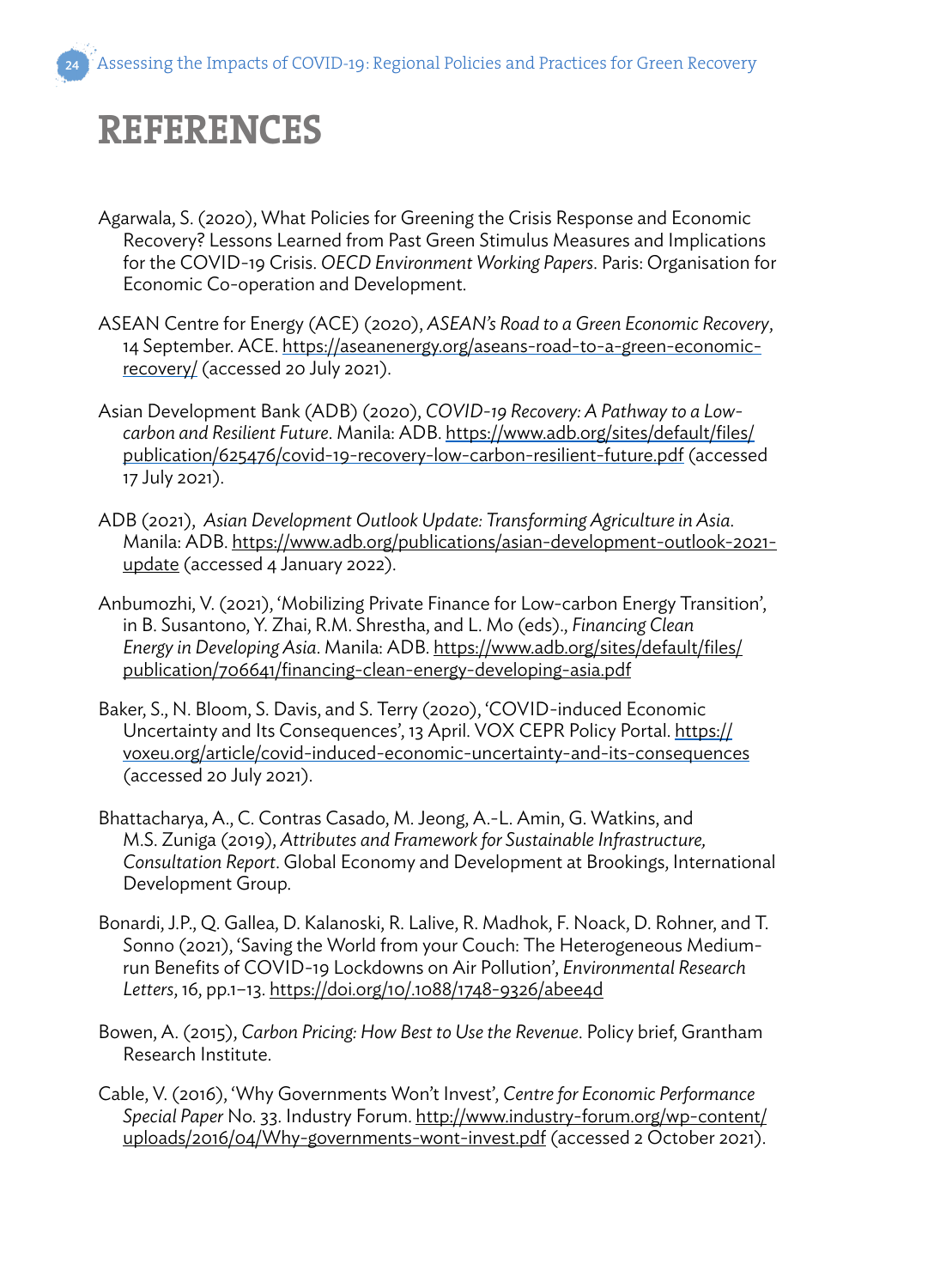# REFERENCES

Agarwala, S. (2020), What Policies for Greening the Crisis Response and Economic Recovery? Lessons Learned from Past Green Stimulus Measures and Implications for the COVID-19 Crisis. *OECD Environment Working Papers*. Paris: Organisation for Economic Co-operation and Development.

ASEAN Centre for Energy (ACE) (2020), *ASEAN's Road to a Green Economic Recovery*, 14 September. ACE. https://aseanenergy.org/aseans-road-to-a-green-economic-recovery/ (accessed 20 July 2021).

Asian Development Bank (ADB) (2020), *COVID-19 Recovery: A Pathway to a Low-carbon and Resilient Future*. Manila: ADB. https://www.adb.org/sites/default/files/publication/625476/covid-19-recovery-low-carbon-resilient-future.pdf (accessed 17 July 2021).

ADB (2021), *Asian Development Outlook Update: Transforming Agriculture in Asia*. Manila: ADB. https://www.adb.org/publications/asian-development-outlook-2021-update (accessed 4 January 2022).

Anbumozhi, V. (2021), 'Mobilizing Private Finance for Low-carbon Energy Transition', in B. Susantono, Y. Zhai, R.M. Shrestha, and L. Mo (eds)., *Financing Clean Energy in Developing Asia*. Manila: ADB. https://www.adb.org/sites/default/files/publication/706641/financing-clean-energy-developing-asia.pdf

Baker, S., N. Bloom, S. Davis, and S. Terry (2020), 'COVID-induced Economic Uncertainty and Its Consequences', 13 April. VOX CEPR Policy Portal. https://voxeu.org/article/covid-induced-economic-uncertainty-and-its-consequences (accessed 20 July 2021).

Bhattacharya, A., C. Contras Casado, M. Jeong, A.-L. Amin, G. Watkins, and M.S. Zuniga (2019), *Attributes and Framework for Sustainable Infrastructure, Consultation Report*. Global Economy and Development at Brookings, International Development Group.

Bonardi, J.P., Q. Gallea, D. Kalanoski, R. Lalive, R. Madhok, F. Noack, D. Rohner, and T. Sonno (2021), 'Saving the World from your Couch: The Heterogeneous Medium-run Benefits of COVID-19 Lockdowns on Air Pollution', *Environmental Research Letters*, 16, pp.1–13. https://doi.org/10/.1088/1748-9326/abee4d

Bowen, A. (2015), *Carbon Pricing: How Best to Use the Revenue*. Policy brief, Grantham Research Institute.

Cable, V. (2016), 'Why Governments Won't Invest', *Centre for Economic Performance Special Paper* No. 33. Industry Forum. http://www.industry-forum.org/wp-content/uploads/2016/04/Why-governments-wont-invest.pdf (accessed 2 October 2021).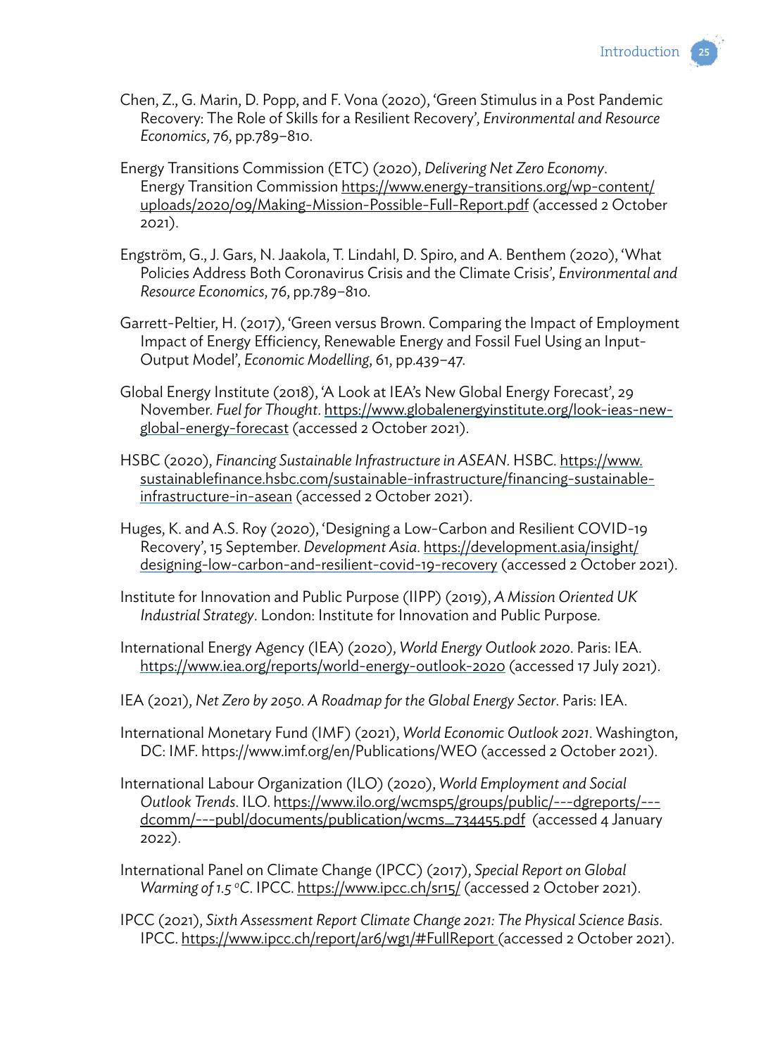Chen, Z., G. Marin, D. Popp, and F. Vona (2020), 'Green Stimulus in a Post Pandemic Recovery: The Role of Skills for a Resilient Recovery', *Environmental and Resource Economics*, 76, pp.789–810.

Energy Transitions Commission (ETC) (2020), *Delivering Net Zero Economy*. Energy Transition Commission https://www.energy-transitions.org/wp-content/uploads/2020/09/Making-Mission-Possible-Full-Report.pdf (accessed 2 October 2021).

Engström, G., J. Gars, N. Jaakola, T. Lindahl, D. Spiro, and A. Benthem (2020), 'What Policies Address Both Coronavirus Crisis and the Climate Crisis', *Environmental and Resource Economics*, 76, pp.789–810.

Garrett-Peltier, H. (2017), 'Green versus Brown. Comparing the Impact of Employment Impact of Energy Efficiency, Renewable Energy and Fossil Fuel Using an Input-Output Model', *Economic Modelling*, 61, pp.439–47.

Global Energy Institute (2018), 'A Look at IEA's New Global Energy Forecast', 29 November. *Fuel for Thought*. https://www.globalenergyinstitute.org/look-ieas-new-global-energy-forecast (accessed 2 October 2021).

HSBC (2020), *Financing Sustainable Infrastructure in ASEAN*. HSBC. https://www.sustainablefinance.hsbc.com/sustainable-infrastructure/financing-sustainable-infrastructure-in-asean (accessed 2 October 2021).

Huges, K. and A.S. Roy (2020), 'Designing a Low-Carbon and Resilient COVID-19 Recovery', 15 September. *Development Asia*. https://development.asia/insight/designing-low-carbon-and-resilient-covid-19-recovery (accessed 2 October 2021).

Institute for Innovation and Public Purpose (IIPP) (2019), *A Mission Oriented UK Industrial Strategy*. London: Institute for Innovation and Public Purpose.

International Energy Agency (IEA) (2020), *World Energy Outlook 2020*. Paris: IEA. https://www.iea.org/reports/world-energy-outlook-2020 (accessed 17 July 2021).

IEA (2021), *Net Zero by 2050. A Roadmap for the Global Energy Sector*. Paris: IEA.

International Monetary Fund (IMF) (2021), *World Economic Outlook 2021*. Washington, DC: IMF. https://www.imf.org/en/Publications/WEO (accessed 2 October 2021).

International Labour Organization (ILO) (2020), *World Employment and Social Outlook Trends*. ILO. https://www.ilo.org/wcmsp5/groups/public/---dgreports/---dcomm/---publ/documents/publication/wcms_734455.pdf (accessed 4 January 2022).

International Panel on Climate Change (IPCC) (2017), *Special Report on Global Warming of 1.5 °C*. IPCC. https://www.ipcc.ch/sr15/ (accessed 2 October 2021).

IPCC (2021), *Sixth Assessment Report Climate Change 2021: The Physical Science Basis*. IPCC. https://www.ipcc.ch/report/ar6/wg1/#FullReport (accessed 2 October 2021).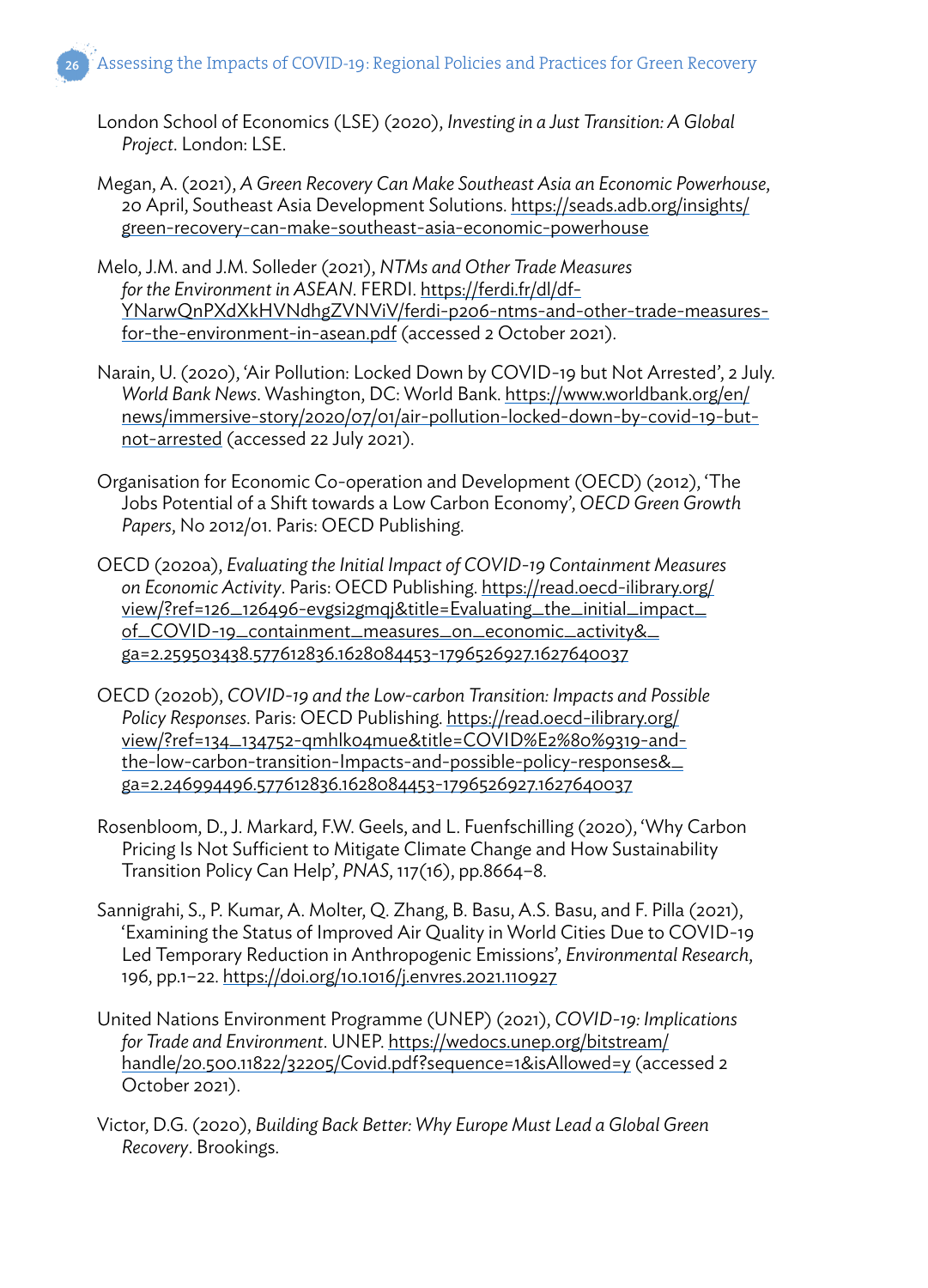London School of Economics (LSE) (2020), *Investing in a Just Transition: A Global Project*. London: LSE.

Megan, A. (2021), *A Green Recovery Can Make Southeast Asia an Economic Powerhouse*, 20 April, Southeast Asia Development Solutions. https://seads.adb.org/insights/green-recovery-can-make-southeast-asia-economic-powerhouse

Melo, J.M. and J.M. Solleder (2021), *NTMs and Other Trade Measures for the Environment in ASEAN*. FERDI. https://ferdi.fr/dl/df-YNarwQnPXdXkHVNdhgZVNViV/ferdi-p206-ntms-and-other-trade-measures-for-the-environment-in-asean.pdf (accessed 2 October 2021).

Narain, U. (2020), 'Air Pollution: Locked Down by COVID-19 but Not Arrested', 2 July. *World Bank News*. Washington, DC: World Bank. https://www.worldbank.org/en/news/immersive-story/2020/07/01/air-pollution-locked-down-by-covid-19-but-not-arrested (accessed 22 July 2021).

Organisation for Economic Co-operation and Development (OECD) (2012), 'The Jobs Potential of a Shift towards a Low Carbon Economy', *OECD Green Growth Papers*, No 2012/01. Paris: OECD Publishing.

OECD (2020a), *Evaluating the Initial Impact of COVID-19 Containment Measures on Economic Activity*. Paris: OECD Publishing. https://read.oecd-ilibrary.org/view/?ref=126_126496-evgsi2gmqj&title=Evaluating_the_initial_impact_of_COVID-19_containment_measures_on_economic_activity&_ga=2.259503438.577612836.1628084453-1796526927.1627640037

OECD (2020b), *COVID-19 and the Low-carbon Transition: Impacts and Possible Policy Responses*. Paris: OECD Publishing. https://read.oecd-ilibrary.org/view/?ref=134_134752-qmhlko4mue&title=COVID%E2%80%9319-and-the-low-carbon-transition-Impacts-and-possible-policy-responses&_ga=2.246994496.577612836.1628084453-1796526927.1627640037

Rosenbloom, D., J. Markard, F.W. Geels, and L. Fuenfschilling (2020), 'Why Carbon Pricing Is Not Sufficient to Mitigate Climate Change and How Sustainability Transition Policy Can Help', *PNAS*, 117(16), pp.8664–8.

Sannigrahi, S., P. Kumar, A. Molter, Q. Zhang, B. Basu, A.S. Basu, and F. Pilla (2021), 'Examining the Status of Improved Air Quality in World Cities Due to COVID-19 Led Temporary Reduction in Anthropogenic Emissions', *Environmental Research*, 196, pp.1–22. https://doi.org/10.1016/j.envres.2021.110927

United Nations Environment Programme (UNEP) (2021), *COVID-19: Implications for Trade and Environment*. UNEP. https://wedocs.unep.org/bitstream/handle/20.500.11822/32205/Covid.pdf?sequence=1&isAllowed=y (accessed 2 October 2021).

Victor, D.G. (2020), *Building Back Better: Why Europe Must Lead a Global Green Recovery*. Brookings.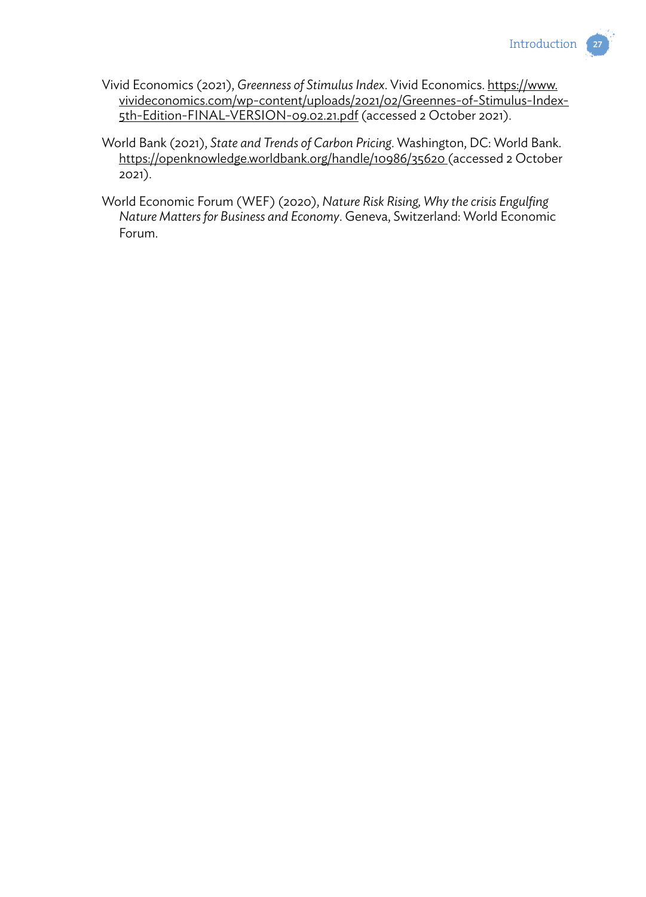Vivid Economics (2021), *Greenness of Stimulus Index*. Vivid Economics. https://www.vivideconomics.com/wp-content/uploads/2021/02/Greennes-of-Stimulus-Index-5th-Edition-FINAL-VERSION-09.02.21.pdf (accessed 2 October 2021).

World Bank (2021), *State and Trends of Carbon Pricing*. Washington, DC: World Bank. https://openknowledge.worldbank.org/handle/10986/35620 (accessed 2 October 2021).

World Economic Forum (WEF) (2020), *Nature Risk Rising, Why the crisis Engulfing Nature Matters for Business and Economy*. Geneva, Switzerland: World Economic Forum.